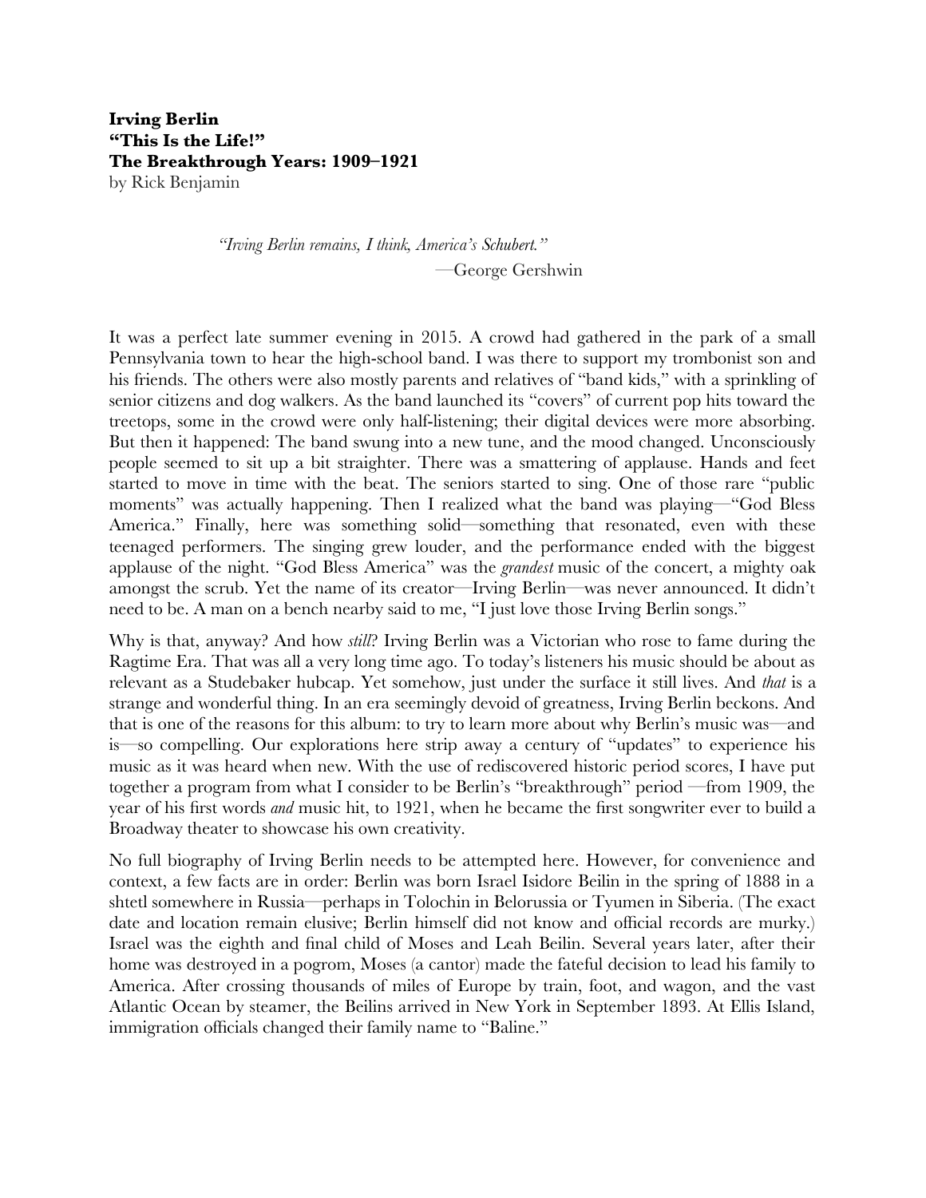**Irving Berlin**
**"This Is the Life!"**
**The Breakthrough Years: 1909–1921**
by Rick Benjamin

> *"Irving Berlin remains, I think, America's Schubert."*
> —George Gershwin

It was a perfect late summer evening in 2015. A crowd had gathered in the park of a small Pennsylvania town to hear the high-school band. I was there to support my trombonist son and his friends. The others were also mostly parents and relatives of "band kids," with a sprinkling of senior citizens and dog walkers. As the band launched its "covers" of current pop hits toward the treetops, some in the crowd were only half-listening; their digital devices were more absorbing. But then it happened: The band swung into a new tune, and the mood changed. Unconsciously people seemed to sit up a bit straighter. There was a smattering of applause. Hands and feet started to move in time with the beat. The seniors started to sing. One of those rare "public moments" was actually happening. Then I realized what the band was playing—"God Bless America." Finally, here was something solid—something that resonated, even with these teenaged performers. The singing grew louder, and the performance ended with the biggest applause of the night. "God Bless America" was the *grandest* music of the concert, a mighty oak amongst the scrub. Yet the name of its creator—Irving Berlin—was never announced. It didn't need to be. A man on a bench nearby said to me, "I just love those Irving Berlin songs."

Why is that, anyway? And how *still*? Irving Berlin was a Victorian who rose to fame during the Ragtime Era. That was all a very long time ago. To today's listeners his music should be about as relevant as a Studebaker hubcap. Yet somehow, just under the surface it still lives. And *that* is a strange and wonderful thing. In an era seemingly devoid of greatness, Irving Berlin beckons. And that is one of the reasons for this album: to try to learn more about why Berlin's music was—and is—so compelling. Our explorations here strip away a century of "updates" to experience his music as it was heard when new. With the use of rediscovered historic period scores, I have put together a program from what I consider to be Berlin's "breakthrough" period —from 1909, the year of his first words *and* music hit, to 1921, when he became the first songwriter ever to build a Broadway theater to showcase his own creativity.

No full biography of Irving Berlin needs to be attempted here. However, for convenience and context, a few facts are in order: Berlin was born Israel Isidore Beilin in the spring of 1888 in a shtetl somewhere in Russia—perhaps in Tolochin in Belorussia or Tyumen in Siberia. (The exact date and location remain elusive; Berlin himself did not know and official records are murky.) Israel was the eighth and final child of Moses and Leah Beilin. Several years later, after their home was destroyed in a pogrom, Moses (a cantor) made the fateful decision to lead his family to America. After crossing thousands of miles of Europe by train, foot, and wagon, and the vast Atlantic Ocean by steamer, the Beilins arrived in New York in September 1893. At Ellis Island, immigration officials changed their family name to "Baline."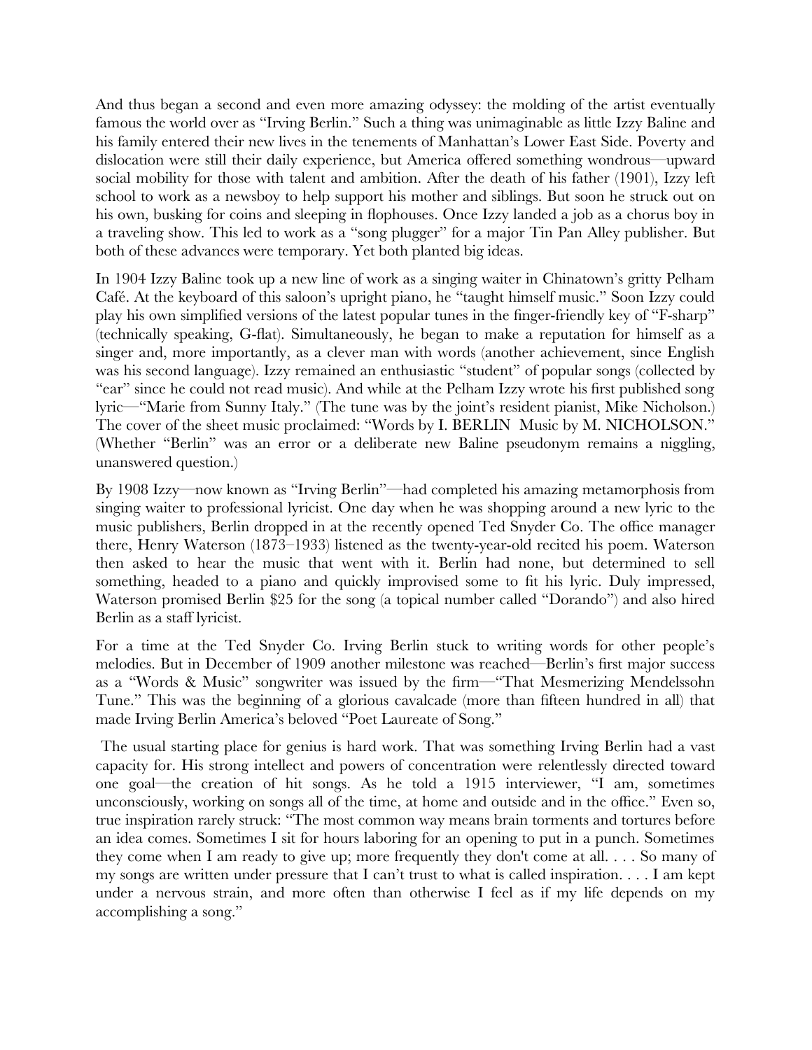And thus began a second and even more amazing odyssey: the molding of the artist eventually famous the world over as "Irving Berlin." Such a thing was unimaginable as little Izzy Baline and his family entered their new lives in the tenements of Manhattan's Lower East Side. Poverty and dislocation were still their daily experience, but America offered something wondrous—upward social mobility for those with talent and ambition. After the death of his father (1901), Izzy left school to work as a newsboy to help support his mother and siblings. But soon he struck out on his own, busking for coins and sleeping in flophouses. Once Izzy landed a job as a chorus boy in a traveling show. This led to work as a "song plugger" for a major Tin Pan Alley publisher. But both of these advances were temporary. Yet both planted big ideas.

In 1904 Izzy Baline took up a new line of work as a singing waiter in Chinatown's gritty Pelham Café. At the keyboard of this saloon's upright piano, he "taught himself music." Soon Izzy could play his own simplified versions of the latest popular tunes in the finger-friendly key of "F-sharp" (technically speaking, G-flat). Simultaneously, he began to make a reputation for himself as a singer and, more importantly, as a clever man with words (another achievement, since English was his second language). Izzy remained an enthusiastic "student" of popular songs (collected by "ear" since he could not read music). And while at the Pelham Izzy wrote his first published song lyric—"Marie from Sunny Italy." (The tune was by the joint's resident pianist, Mike Nicholson.) The cover of the sheet music proclaimed: "Words by I. BERLIN Music by M. NICHOLSON." (Whether "Berlin" was an error or a deliberate new Baline pseudonym remains a niggling, unanswered question.)

By 1908 Izzy—now known as "Irving Berlin"—had completed his amazing metamorphosis from singing waiter to professional lyricist. One day when he was shopping around a new lyric to the music publishers, Berlin dropped in at the recently opened Ted Snyder Co. The office manager there, Henry Waterson (1873–1933) listened as the twenty-year-old recited his poem. Waterson then asked to hear the music that went with it. Berlin had none, but determined to sell something, headed to a piano and quickly improvised some to fit his lyric. Duly impressed, Waterson promised Berlin $25 for the song (a topical number called "Dorando") and also hired Berlin as a staff lyricist.

For a time at the Ted Snyder Co. Irving Berlin stuck to writing words for other people's melodies. But in December of 1909 another milestone was reached—Berlin's first major success as a "Words & Music" songwriter was issued by the firm—"That Mesmerizing Mendelssohn Tune." This was the beginning of a glorious cavalcade (more than fifteen hundred in all) that made Irving Berlin America's beloved "Poet Laureate of Song."

The usual starting place for genius is hard work. That was something Irving Berlin had a vast capacity for. His strong intellect and powers of concentration were relentlessly directed toward one goal—the creation of hit songs. As he told a 1915 interviewer, "I am, sometimes unconsciously, working on songs all of the time, at home and outside and in the office." Even so, true inspiration rarely struck: "The most common way means brain torments and tortures before an idea comes. Sometimes I sit for hours laboring for an opening to put in a punch. Sometimes they come when I am ready to give up; more frequently they don't come at all. . . . So many of my songs are written under pressure that I can't trust to what is called inspiration. . . . I am kept under a nervous strain, and more often than otherwise I feel as if my life depends on my accomplishing a song."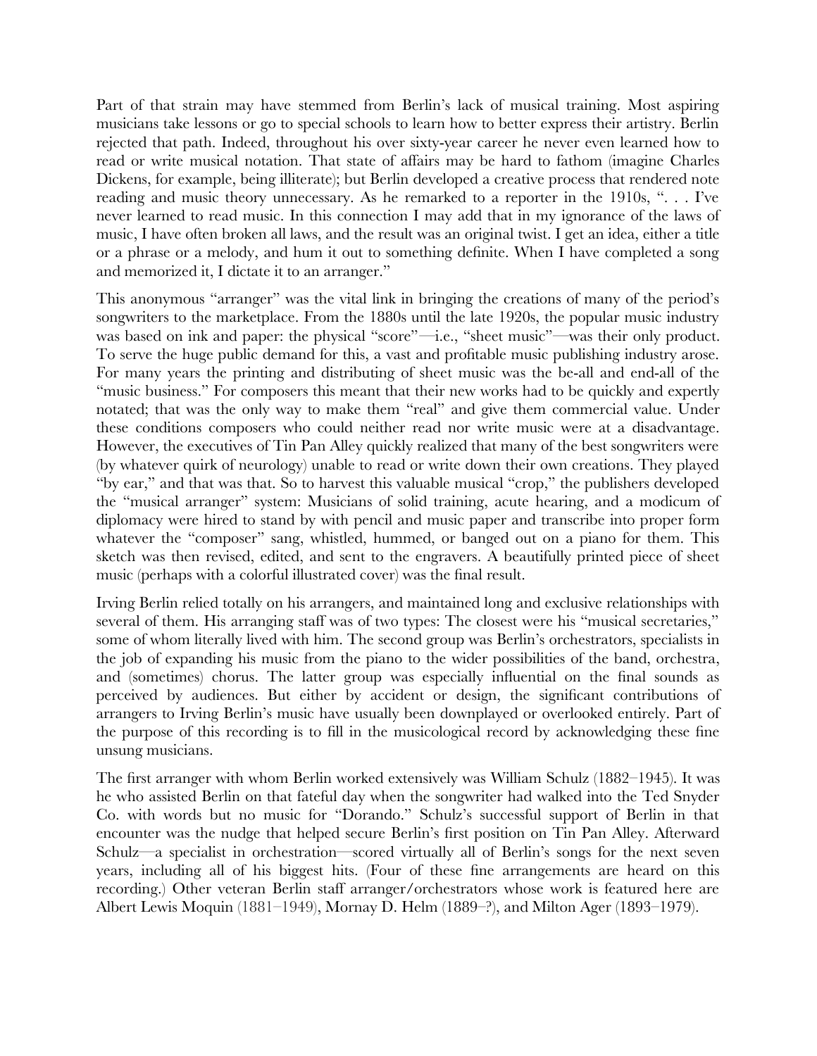Part of that strain may have stemmed from Berlin's lack of musical training. Most aspiring musicians take lessons or go to special schools to learn how to better express their artistry. Berlin rejected that path. Indeed, throughout his over sixty-year career he never even learned how to read or write musical notation. That state of affairs may be hard to fathom (imagine Charles Dickens, for example, being illiterate); but Berlin developed a creative process that rendered note reading and music theory unnecessary. As he remarked to a reporter in the 1910s, ". . . I've never learned to read music. In this connection I may add that in my ignorance of the laws of music, I have often broken all laws, and the result was an original twist. I get an idea, either a title or a phrase or a melody, and hum it out to something definite. When I have completed a song and memorized it, I dictate it to an arranger."

This anonymous "arranger" was the vital link in bringing the creations of many of the period's songwriters to the marketplace. From the 1880s until the late 1920s, the popular music industry was based on ink and paper: the physical "score"—i.e., "sheet music"—was their only product. To serve the huge public demand for this, a vast and profitable music publishing industry arose. For many years the printing and distributing of sheet music was the be-all and end-all of the "music business." For composers this meant that their new works had to be quickly and expertly notated; that was the only way to make them "real" and give them commercial value. Under these conditions composers who could neither read nor write music were at a disadvantage. However, the executives of Tin Pan Alley quickly realized that many of the best songwriters were (by whatever quirk of neurology) unable to read or write down their own creations. They played "by ear," and that was that. So to harvest this valuable musical "crop," the publishers developed the "musical arranger" system: Musicians of solid training, acute hearing, and a modicum of diplomacy were hired to stand by with pencil and music paper and transcribe into proper form whatever the "composer" sang, whistled, hummed, or banged out on a piano for them. This sketch was then revised, edited, and sent to the engravers. A beautifully printed piece of sheet music (perhaps with a colorful illustrated cover) was the final result.

Irving Berlin relied totally on his arrangers, and maintained long and exclusive relationships with several of them. His arranging staff was of two types: The closest were his "musical secretaries," some of whom literally lived with him. The second group was Berlin's orchestrators, specialists in the job of expanding his music from the piano to the wider possibilities of the band, orchestra, and (sometimes) chorus. The latter group was especially influential on the final sounds as perceived by audiences. But either by accident or design, the significant contributions of arrangers to Irving Berlin's music have usually been downplayed or overlooked entirely. Part of the purpose of this recording is to fill in the musicological record by acknowledging these fine unsung musicians.

The first arranger with whom Berlin worked extensively was William Schulz (1882–1945). It was he who assisted Berlin on that fateful day when the songwriter had walked into the Ted Snyder Co. with words but no music for "Dorando." Schulz's successful support of Berlin in that encounter was the nudge that helped secure Berlin's first position on Tin Pan Alley. Afterward Schulz—a specialist in orchestration—scored virtually all of Berlin's songs for the next seven years, including all of his biggest hits. (Four of these fine arrangements are heard on this recording.) Other veteran Berlin staff arranger/orchestrators whose work is featured here are Albert Lewis Moquin (1881–1949), Mornay D. Helm (1889–?), and Milton Ager (1893–1979).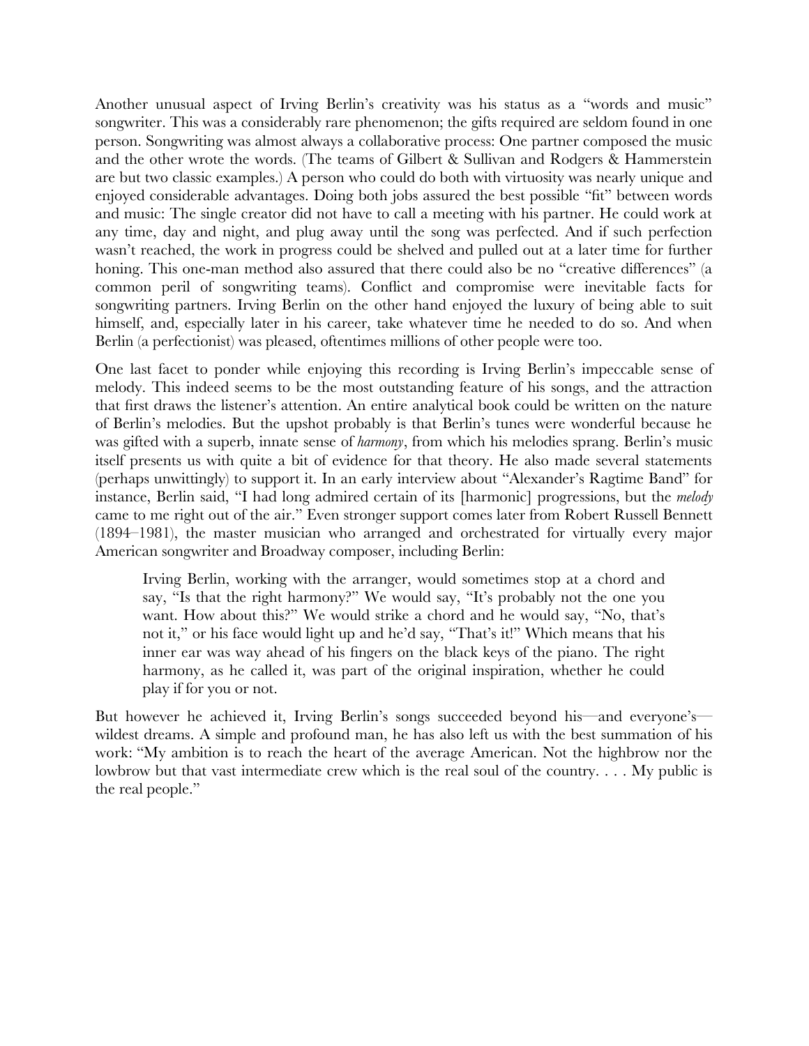Another unusual aspect of Irving Berlin's creativity was his status as a "words and music" songwriter. This was a considerably rare phenomenon; the gifts required are seldom found in one person. Songwriting was almost always a collaborative process: One partner composed the music and the other wrote the words. (The teams of Gilbert & Sullivan and Rodgers & Hammerstein are but two classic examples.) A person who could do both with virtuosity was nearly unique and enjoyed considerable advantages. Doing both jobs assured the best possible "fit" between words and music: The single creator did not have to call a meeting with his partner. He could work at any time, day and night, and plug away until the song was perfected. And if such perfection wasn't reached, the work in progress could be shelved and pulled out at a later time for further honing. This one-man method also assured that there could also be no "creative differences" (a common peril of songwriting teams). Conflict and compromise were inevitable facts for songwriting partners. Irving Berlin on the other hand enjoyed the luxury of being able to suit himself, and, especially later in his career, take whatever time he needed to do so. And when Berlin (a perfectionist) was pleased, oftentimes millions of other people were too.

One last facet to ponder while enjoying this recording is Irving Berlin's impeccable sense of melody. This indeed seems to be the most outstanding feature of his songs, and the attraction that first draws the listener's attention. An entire analytical book could be written on the nature of Berlin's melodies. But the upshot probably is that Berlin's tunes were wonderful because he was gifted with a superb, innate sense of *harmony*, from which his melodies sprang. Berlin's music itself presents us with quite a bit of evidence for that theory. He also made several statements (perhaps unwittingly) to support it. In an early interview about "Alexander's Ragtime Band" for instance, Berlin said, "I had long admired certain of its [harmonic] progressions, but the *melody* came to me right out of the air." Even stronger support comes later from Robert Russell Bennett (1894–1981), the master musician who arranged and orchestrated for virtually every major American songwriter and Broadway composer, including Berlin:

> Irving Berlin, working with the arranger, would sometimes stop at a chord and say, "Is that the right harmony?" We would say, "It's probably not the one you want. How about this?" We would strike a chord and he would say, "No, that's not it," or his face would light up and he'd say, "That's it!" Which means that his inner ear was way ahead of his fingers on the black keys of the piano. The right harmony, as he called it, was part of the original inspiration, whether he could play if for you or not.

But however he achieved it, Irving Berlin's songs succeeded beyond his—and everyone's—wildest dreams. A simple and profound man, he has also left us with the best summation of his work: "My ambition is to reach the heart of the average American. Not the highbrow nor the lowbrow but that vast intermediate crew which is the real soul of the country. . . . My public is the real people."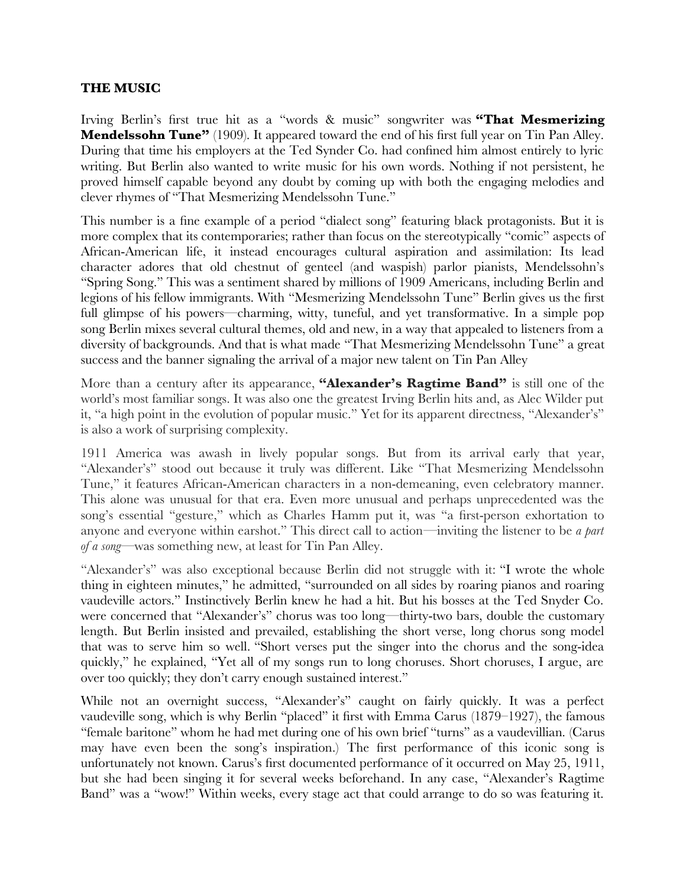**THE MUSIC**

Irving Berlin's first true hit as a "words & music" songwriter was **"That Mesmerizing Mendelssohn Tune"** (1909). It appeared toward the end of his first full year on Tin Pan Alley. During that time his employers at the Ted Synder Co. had confined him almost entirely to lyric writing. But Berlin also wanted to write music for his own words. Nothing if not persistent, he proved himself capable beyond any doubt by coming up with both the engaging melodies and clever rhymes of "That Mesmerizing Mendelssohn Tune."

This number is a fine example of a period "dialect song" featuring black protagonists. But it is more complex that its contemporaries; rather than focus on the stereotypically "comic" aspects of African-American life, it instead encourages cultural aspiration and assimilation: Its lead character adores that old chestnut of genteel (and waspish) parlor pianists, Mendelssohn's "Spring Song." This was a sentiment shared by millions of 1909 Americans, including Berlin and legions of his fellow immigrants. With "Mesmerizing Mendelssohn Tune" Berlin gives us the first full glimpse of his powers—charming, witty, tuneful, and yet transformative. In a simple pop song Berlin mixes several cultural themes, old and new, in a way that appealed to listeners from a diversity of backgrounds. And that is what made "That Mesmerizing Mendelssohn Tune" a great success and the banner signaling the arrival of a major new talent on Tin Pan Alley

More than a century after its appearance, **"Alexander's Ragtime Band"** is still one of the world's most familiar songs. It was also one the greatest Irving Berlin hits and, as Alec Wilder put it, "a high point in the evolution of popular music." Yet for its apparent directness, "Alexander's" is also a work of surprising complexity.

1911 America was awash in lively popular songs. But from its arrival early that year, "Alexander's" stood out because it truly was different. Like "That Mesmerizing Mendelssohn Tune," it features African-American characters in a non-demeaning, even celebratory manner. This alone was unusual for that era. Even more unusual and perhaps unprecedented was the song's essential "gesture," which as Charles Hamm put it, was "a first-person exhortation to anyone and everyone within earshot." This direct call to action—inviting the listener to be *a part of a song*—was something new, at least for Tin Pan Alley.

"Alexander's" was also exceptional because Berlin did not struggle with it: "I wrote the whole thing in eighteen minutes," he admitted, "surrounded on all sides by roaring pianos and roaring vaudeville actors." Instinctively Berlin knew he had a hit. But his bosses at the Ted Snyder Co. were concerned that "Alexander's" chorus was too long—thirty-two bars, double the customary length. But Berlin insisted and prevailed, establishing the short verse, long chorus song model that was to serve him so well. "Short verses put the singer into the chorus and the song-idea quickly," he explained, "Yet all of my songs run to long choruses. Short choruses, I argue, are over too quickly; they don't carry enough sustained interest."

While not an overnight success, "Alexander's" caught on fairly quickly. It was a perfect vaudeville song, which is why Berlin "placed" it first with Emma Carus (1879–1927), the famous "female baritone" whom he had met during one of his own brief "turns" as a vaudevillian. (Carus may have even been the song's inspiration.) The first performance of this iconic song is unfortunately not known. Carus's first documented performance of it occurred on May 25, 1911, but she had been singing it for several weeks beforehand. In any case, "Alexander's Ragtime Band" was a "wow!" Within weeks, every stage act that could arrange to do so was featuring it.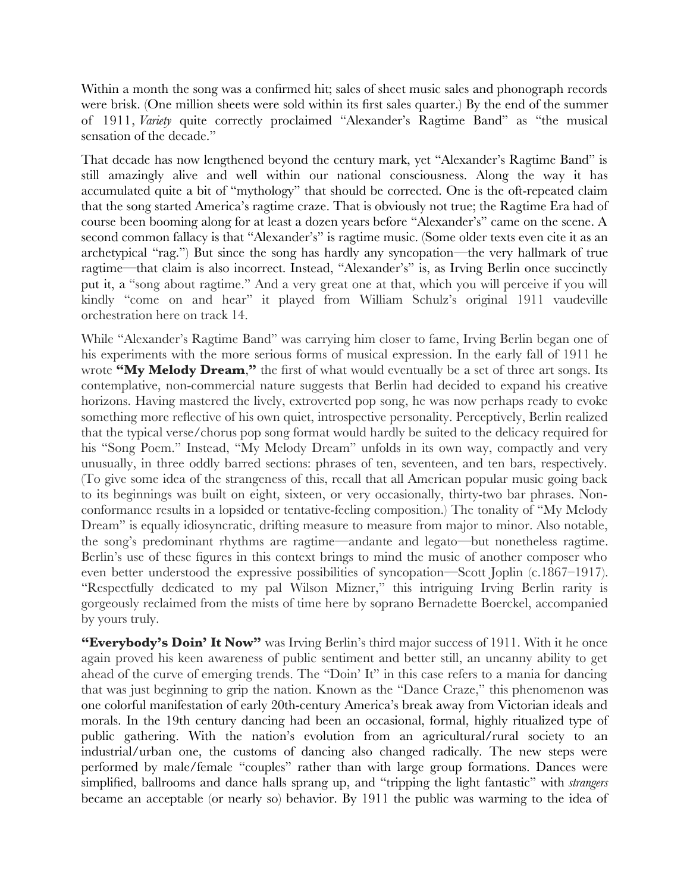Within a month the song was a confirmed hit; sales of sheet music sales and phonograph records were brisk. (One million sheets were sold within its first sales quarter.) By the end of the summer of 1911, *Variety* quite correctly proclaimed "Alexander's Ragtime Band" as "the musical sensation of the decade."

That decade has now lengthened beyond the century mark, yet "Alexander's Ragtime Band" is still amazingly alive and well within our national consciousness. Along the way it has accumulated quite a bit of "mythology" that should be corrected. One is the oft-repeated claim that the song started America's ragtime craze. That is obviously not true; the Ragtime Era had of course been booming along for at least a dozen years before "Alexander's" came on the scene. A second common fallacy is that "Alexander's" is ragtime music. (Some older texts even cite it as an archetypical "rag.") But since the song has hardly any syncopation—the very hallmark of true ragtime—that claim is also incorrect. Instead, "Alexander's" is, as Irving Berlin once succinctly put it, a "song about ragtime." And a very great one at that, which you will perceive if you will kindly "come on and hear" it played from William Schulz's original 1911 vaudeville orchestration here on track 14.

While "Alexander's Ragtime Band" was carrying him closer to fame, Irving Berlin began one of his experiments with the more serious forms of musical expression. In the early fall of 1911 he wrote **"My Melody Dream,"** the first of what would eventually be a set of three art songs. Its contemplative, non-commercial nature suggests that Berlin had decided to expand his creative horizons. Having mastered the lively, extroverted pop song, he was now perhaps ready to evoke something more reflective of his own quiet, introspective personality. Perceptively, Berlin realized that the typical verse/chorus pop song format would hardly be suited to the delicacy required for his "Song Poem." Instead, "My Melody Dream" unfolds in its own way, compactly and very unusually, in three oddly barred sections: phrases of ten, seventeen, and ten bars, respectively. (To give some idea of the strangeness of this, recall that all American popular music going back to its beginnings was built on eight, sixteen, or very occasionally, thirty-two bar phrases. Non-conformance results in a lopsided or tentative-feeling composition.) The tonality of "My Melody Dream" is equally idiosyncratic, drifting measure to measure from major to minor. Also notable, the song's predominant rhythms are ragtime—andante and legato—but nonetheless ragtime. Berlin's use of these figures in this context brings to mind the music of another composer who even better understood the expressive possibilities of syncopation—Scott Joplin (c.1867–1917). "Respectfully dedicated to my pal Wilson Mizner," this intriguing Irving Berlin rarity is gorgeously reclaimed from the mists of time here by soprano Bernadette Boerckel, accompanied by yours truly.

**"Everybody's Doin' It Now"** was Irving Berlin's third major success of 1911. With it he once again proved his keen awareness of public sentiment and better still, an uncanny ability to get ahead of the curve of emerging trends. The "Doin' It" in this case refers to a mania for dancing that was just beginning to grip the nation. Known as the "Dance Craze," this phenomenon was one colorful manifestation of early 20th-century America's break away from Victorian ideals and morals. In the 19th century dancing had been an occasional, formal, highly ritualized type of public gathering. With the nation's evolution from an agricultural/rural society to an industrial/urban one, the customs of dancing also changed radically. The new steps were performed by male/female "couples" rather than with large group formations. Dances were simplified, ballrooms and dance halls sprang up, and "tripping the light fantastic" with *strangers* became an acceptable (or nearly so) behavior. By 1911 the public was warming to the idea of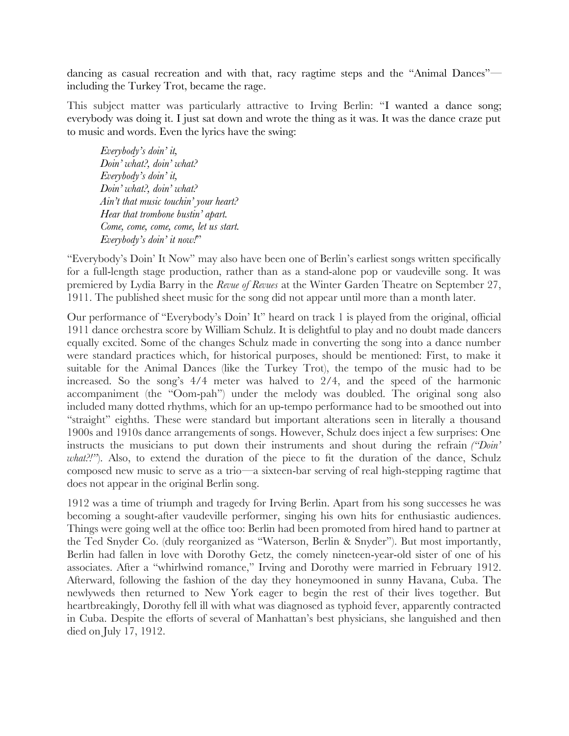dancing as casual recreation and with that, racy ragtime steps and the "Animal Dances"—including the Turkey Trot, became the rage.

This subject matter was particularly attractive to Irving Berlin: "I wanted a dance song; everybody was doing it. I just sat down and wrote the thing as it was. It was the dance craze put to music and words. Even the lyrics have the swing:

> *Everybody's doin' it,*
> *Doin' what?, doin' what?*
> *Everybody's doin' it,*
> *Doin' what?, doin' what?*
> *Ain't that music touchin' your heart?*
> *Hear that trombone bustin' apart.*
> *Come, come, come, come, let us start.*
> *Everybody's doin' it now!*"

"Everybody's Doin' It Now" may also have been one of Berlin's earliest songs written specifically for a full-length stage production, rather than as a stand-alone pop or vaudeville song. It was premiered by Lydia Barry in the *Revue of Revues* at the Winter Garden Theatre on September 27, 1911. The published sheet music for the song did not appear until more than a month later.

Our performance of "Everybody's Doin' It" heard on track 1 is played from the original, official 1911 dance orchestra score by William Schulz. It is delightful to play and no doubt made dancers equally excited. Some of the changes Schulz made in converting the song into a dance number were standard practices which, for historical purposes, should be mentioned: First, to make it suitable for the Animal Dances (like the Turkey Trot), the tempo of the music had to be increased. So the song's 4/4 meter was halved to 2/4, and the speed of the harmonic accompaniment (the "Oom-pah") under the melody was doubled. The original song also included many dotted rhythms, which for an up-tempo performance had to be smoothed out into "straight" eighths. These were standard but important alterations seen in literally a thousand 1900s and 1910s dance arrangements of songs. However, Schulz does inject a few surprises: One instructs the musicians to put down their instruments and shout during the refrain *("Doin' what?!")*. Also, to extend the duration of the piece to fit the duration of the dance, Schulz composed new music to serve as a trio—a sixteen-bar serving of real high-stepping ragtime that does not appear in the original Berlin song.

1912 was a time of triumph and tragedy for Irving Berlin. Apart from his song successes he was becoming a sought-after vaudeville performer, singing his own hits for enthusiastic audiences. Things were going well at the office too: Berlin had been promoted from hired hand to partner at the Ted Snyder Co. (duly reorganized as "Waterson, Berlin & Snyder"). But most importantly, Berlin had fallen in love with Dorothy Getz, the comely nineteen-year-old sister of one of his associates. After a "whirlwind romance," Irving and Dorothy were married in February 1912. Afterward, following the fashion of the day they honeymooned in sunny Havana, Cuba. The newlyweds then returned to New York eager to begin the rest of their lives together. But heartbreakingly, Dorothy fell ill with what was diagnosed as typhoid fever, apparently contracted in Cuba. Despite the efforts of several of Manhattan's best physicians, she languished and then died on July 17, 1912.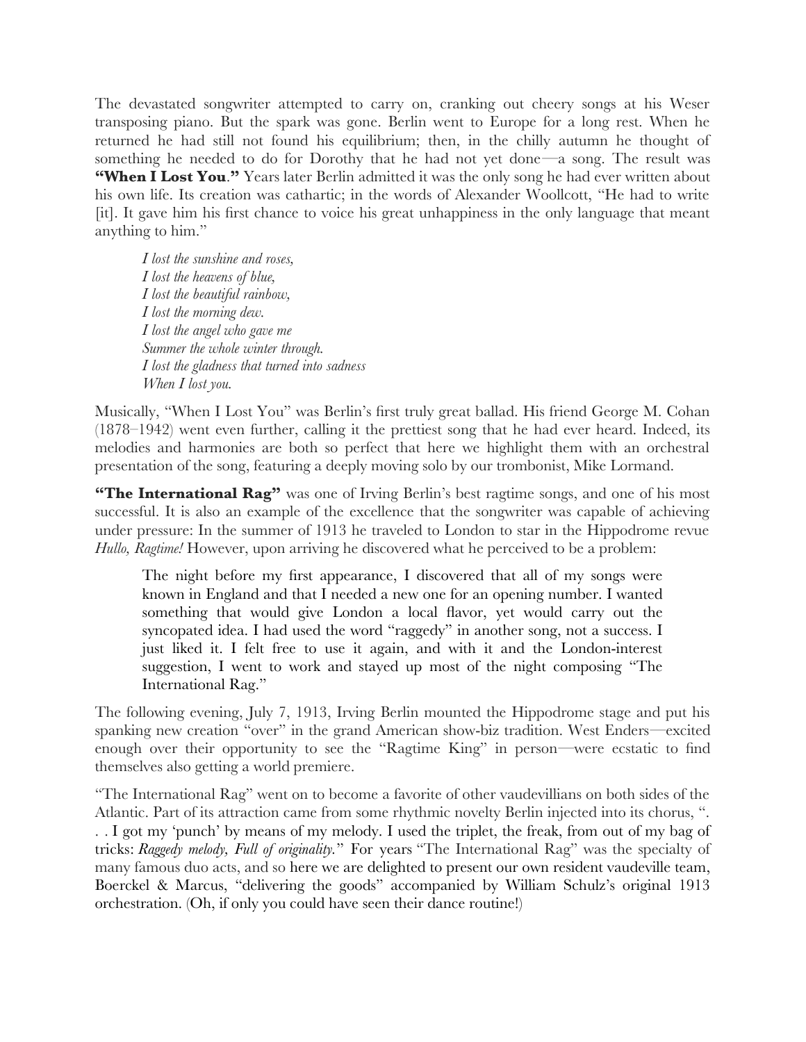The devastated songwriter attempted to carry on, cranking out cheery songs at his Weser transposing piano. But the spark was gone. Berlin went to Europe for a long rest. When he returned he had still not found his equilibrium; then, in the chilly autumn he thought of something he needed to do for Dorothy that he had not yet done—a song. The result was **"When I Lost You."** Years later Berlin admitted it was the only song he had ever written about his own life. Its creation was cathartic; in the words of Alexander Woollcott, "He had to write [it]. It gave him his first chance to voice his great unhappiness in the only language that meant anything to him."

> *I lost the sunshine and roses,*
> *I lost the heavens of blue,*
> *I lost the beautiful rainbow,*
> *I lost the morning dew.*
> *I lost the angel who gave me*
> *Summer the whole winter through.*
> *I lost the gladness that turned into sadness*
> *When I lost you.*

Musically, "When I Lost You" was Berlin's first truly great ballad. His friend George M. Cohan (1878–1942) went even further, calling it the prettiest song that he had ever heard. Indeed, its melodies and harmonies are both so perfect that here we highlight them with an orchestral presentation of the song, featuring a deeply moving solo by our trombonist, Mike Lormand.

**"The International Rag"** was one of Irving Berlin's best ragtime songs, and one of his most successful. It is also an example of the excellence that the songwriter was capable of achieving under pressure: In the summer of 1913 he traveled to London to star in the Hippodrome revue *Hullo, Ragtime!* However, upon arriving he discovered what he perceived to be a problem:

> The night before my first appearance, I discovered that all of my songs were known in England and that I needed a new one for an opening number. I wanted something that would give London a local flavor, yet would carry out the syncopated idea. I had used the word "raggedy" in another song, not a success. I just liked it. I felt free to use it again, and with it and the London-interest suggestion, I went to work and stayed up most of the night composing "The International Rag."

The following evening, July 7, 1913, Irving Berlin mounted the Hippodrome stage and put his spanking new creation "over" in the grand American show-biz tradition. West Enders—excited enough over their opportunity to see the "Ragtime King" in person—were ecstatic to find themselves also getting a world premiere.

"The International Rag" went on to become a favorite of other vaudevillians on both sides of the Atlantic. Part of its attraction came from some rhythmic novelty Berlin injected into its chorus, ". . . I got my 'punch' by means of my melody. I used the triplet, the freak, from out of my bag of tricks: *Raggedy melody, Full of originality.*" For years "The International Rag" was the specialty of many famous duo acts, and so here we are delighted to present our own resident vaudeville team, Boerckel & Marcus, "delivering the goods" accompanied by William Schulz's original 1913 orchestration. (Oh, if only you could have seen their dance routine!)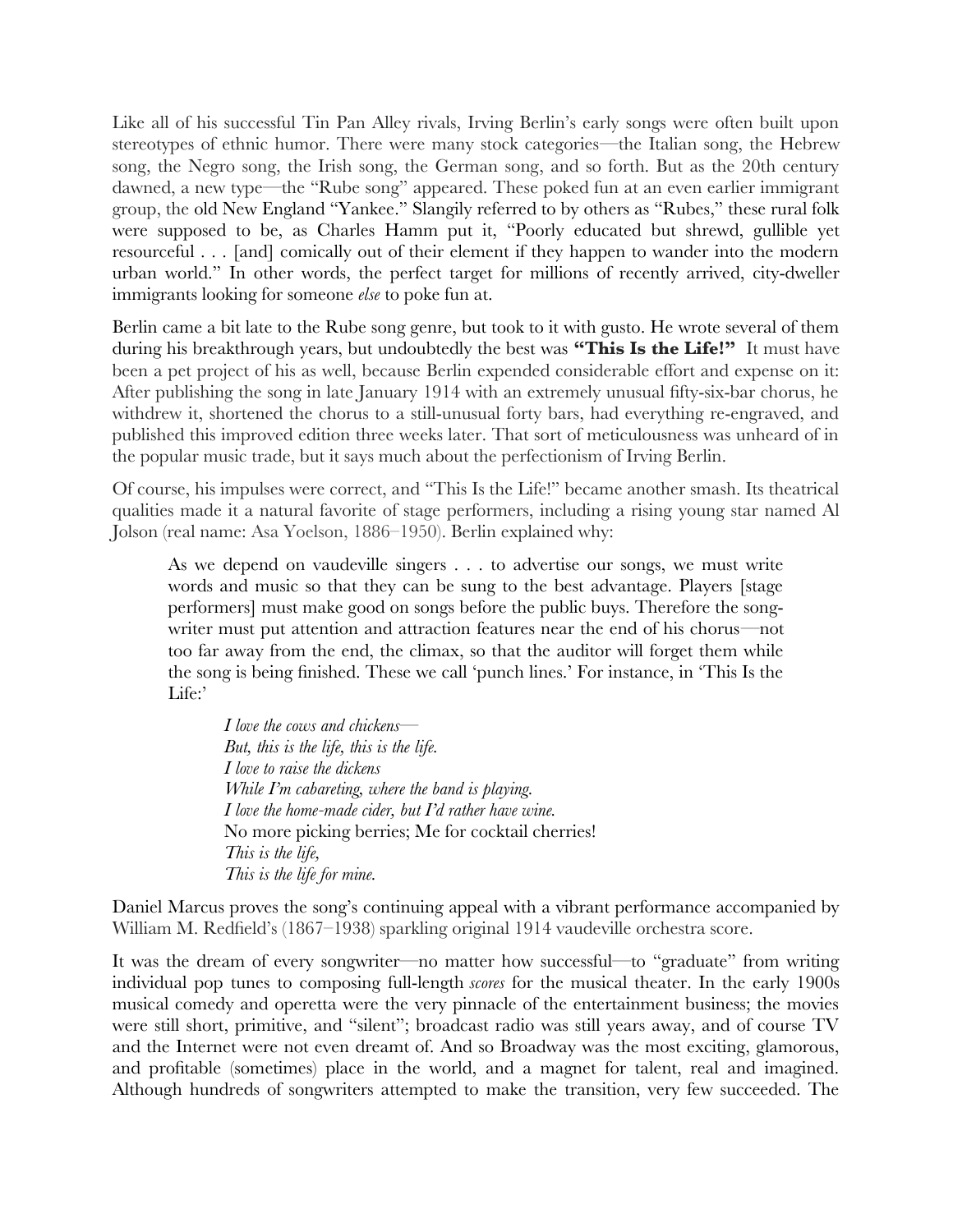Like all of his successful Tin Pan Alley rivals, Irving Berlin's early songs were often built upon stereotypes of ethnic humor. There were many stock categories—the Italian song, the Hebrew song, the Negro song, the Irish song, the German song, and so forth. But as the 20th century dawned, a new type—the "Rube song" appeared. These poked fun at an even earlier immigrant group, the old New England "Yankee." Slangily referred to by others as "Rubes," these rural folk were supposed to be, as Charles Hamm put it, "Poorly educated but shrewd, gullible yet resourceful . . . [and] comically out of their element if they happen to wander into the modern urban world." In other words, the perfect target for millions of recently arrived, city-dweller immigrants looking for someone *else* to poke fun at.

Berlin came a bit late to the Rube song genre, but took to it with gusto. He wrote several of them during his breakthrough years, but undoubtedly the best was **"This Is the Life!"** It must have been a pet project of his as well, because Berlin expended considerable effort and expense on it: After publishing the song in late January 1914 with an extremely unusual fifty-six-bar chorus, he withdrew it, shortened the chorus to a still-unusual forty bars, had everything re-engraved, and published this improved edition three weeks later. That sort of meticulousness was unheard of in the popular music trade, but it says much about the perfectionism of Irving Berlin.

Of course, his impulses were correct, and "This Is the Life!" became another smash. Its theatrical qualities made it a natural favorite of stage performers, including a rising young star named Al Jolson (real name: Asa Yoelson, 1886–1950). Berlin explained why:

> As we depend on vaudeville singers . . . to advertise our songs, we must write words and music so that they can be sung to the best advantage. Players [stage performers] must make good on songs before the public buys. Therefore the song-writer must put attention and attraction features near the end of his chorus—not too far away from the end, the climax, so that the auditor will forget them while the song is being finished. These we call 'punch lines.' For instance, in 'This Is the Life:'
>
> > *I love the cows and chickens—*
> > *But, this is the life, this is the life.*
> > *I love to raise the dickens*
> > *While I'm cabareting, where the band is playing.*
> > *I love the home-made cider, but I'd rather have wine.*
> > No more picking berries; Me for cocktail cherries!
> > *This is the life,*
> > *This is the life for mine.*

Daniel Marcus proves the song's continuing appeal with a vibrant performance accompanied by William M. Redfield's (1867–1938) sparkling original 1914 vaudeville orchestra score.

It was the dream of every songwriter—no matter how successful—to "graduate" from writing individual pop tunes to composing full-length *scores* for the musical theater. In the early 1900s musical comedy and operetta were the very pinnacle of the entertainment business; the movies were still short, primitive, and "silent"; broadcast radio was still years away, and of course TV and the Internet were not even dreamt of. And so Broadway was the most exciting, glamorous, and profitable (sometimes) place in the world, and a magnet for talent, real and imagined. Although hundreds of songwriters attempted to make the transition, very few succeeded. The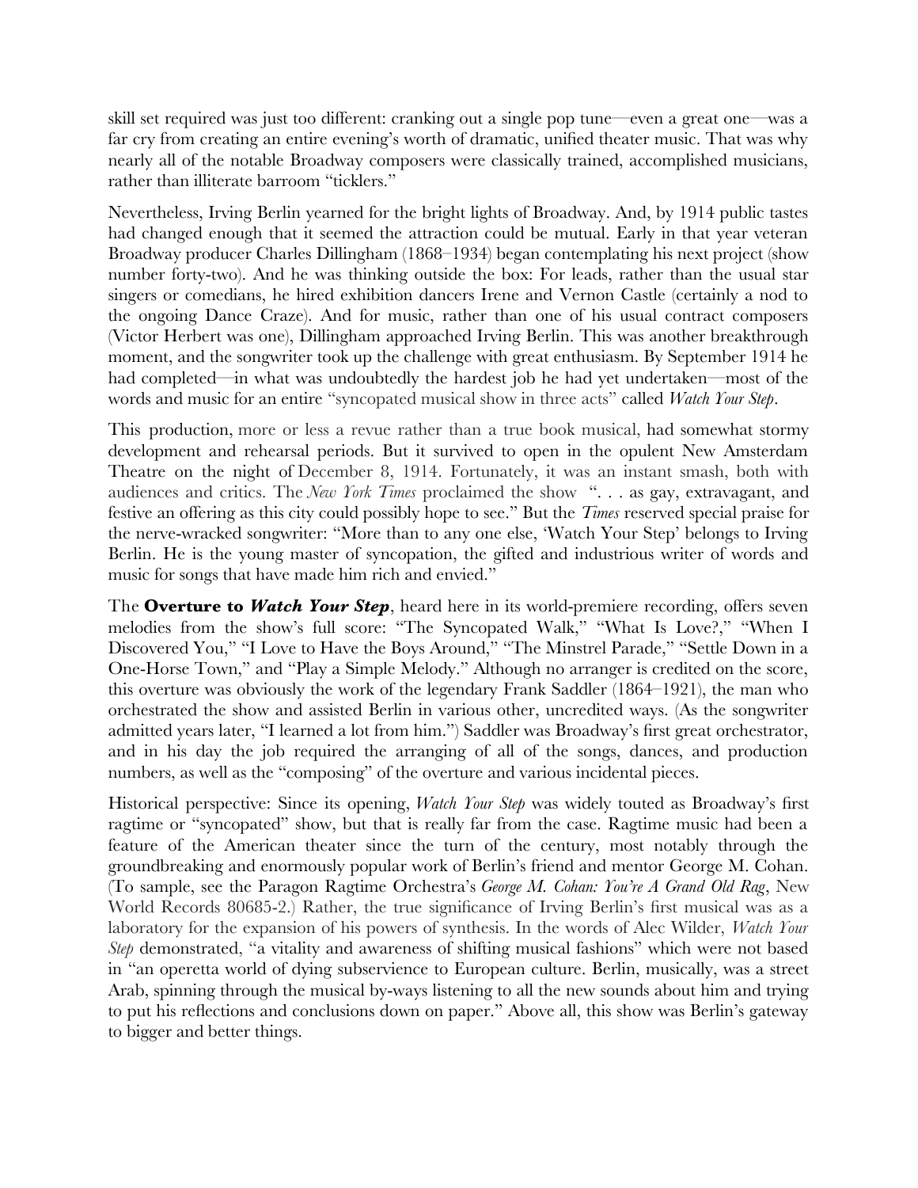skill set required was just too different: cranking out a single pop tune—even a great one—was a far cry from creating an entire evening's worth of dramatic, unified theater music. That was why nearly all of the notable Broadway composers were classically trained, accomplished musicians, rather than illiterate barroom "ticklers."

Nevertheless, Irving Berlin yearned for the bright lights of Broadway. And, by 1914 public tastes had changed enough that it seemed the attraction could be mutual. Early in that year veteran Broadway producer Charles Dillingham (1868–1934) began contemplating his next project (show number forty-two). And he was thinking outside the box: For leads, rather than the usual star singers or comedians, he hired exhibition dancers Irene and Vernon Castle (certainly a nod to the ongoing Dance Craze). And for music, rather than one of his usual contract composers (Victor Herbert was one), Dillingham approached Irving Berlin. This was another breakthrough moment, and the songwriter took up the challenge with great enthusiasm. By September 1914 he had completed—in what was undoubtedly the hardest job he had yet undertaken—most of the words and music for an entire "syncopated musical show in three acts" called *Watch Your Step*.

This production, more or less a revue rather than a true book musical, had somewhat stormy development and rehearsal periods. But it survived to open in the opulent New Amsterdam Theatre on the night of December 8, 1914. Fortunately, it was an instant smash, both with audiences and critics. The *New York Times* proclaimed the show ". . . as gay, extravagant, and festive an offering as this city could possibly hope to see." But the *Times* reserved special praise for the nerve-wracked songwriter: "More than to any one else, 'Watch Your Step' belongs to Irving Berlin. He is the young master of syncopation, the gifted and industrious writer of words and music for songs that have made him rich and envied."

The **Overture to *Watch Your Step***, heard here in its world-premiere recording, offers seven melodies from the show's full score: "The Syncopated Walk," "What Is Love?," "When I Discovered You," "I Love to Have the Boys Around," "The Minstrel Parade," "Settle Down in a One-Horse Town," and "Play a Simple Melody." Although no arranger is credited on the score, this overture was obviously the work of the legendary Frank Saddler (1864–1921), the man who orchestrated the show and assisted Berlin in various other, uncredited ways. (As the songwriter admitted years later, "I learned a lot from him.") Saddler was Broadway's first great orchestrator, and in his day the job required the arranging of all of the songs, dances, and production numbers, as well as the "composing" of the overture and various incidental pieces.

Historical perspective: Since its opening, *Watch Your Step* was widely touted as Broadway's first ragtime or "syncopated" show, but that is really far from the case. Ragtime music had been a feature of the American theater since the turn of the century, most notably through the groundbreaking and enormously popular work of Berlin's friend and mentor George M. Cohan. (To sample, see the Paragon Ragtime Orchestra's *George M. Cohan: You're A Grand Old Rag*, New World Records 80685-2.) Rather, the true significance of Irving Berlin's first musical was as a laboratory for the expansion of his powers of synthesis. In the words of Alec Wilder, *Watch Your Step* demonstrated, "a vitality and awareness of shifting musical fashions" which were not based in "an operetta world of dying subservience to European culture. Berlin, musically, was a street Arab, spinning through the musical by-ways listening to all the new sounds about him and trying to put his reflections and conclusions down on paper." Above all, this show was Berlin's gateway to bigger and better things.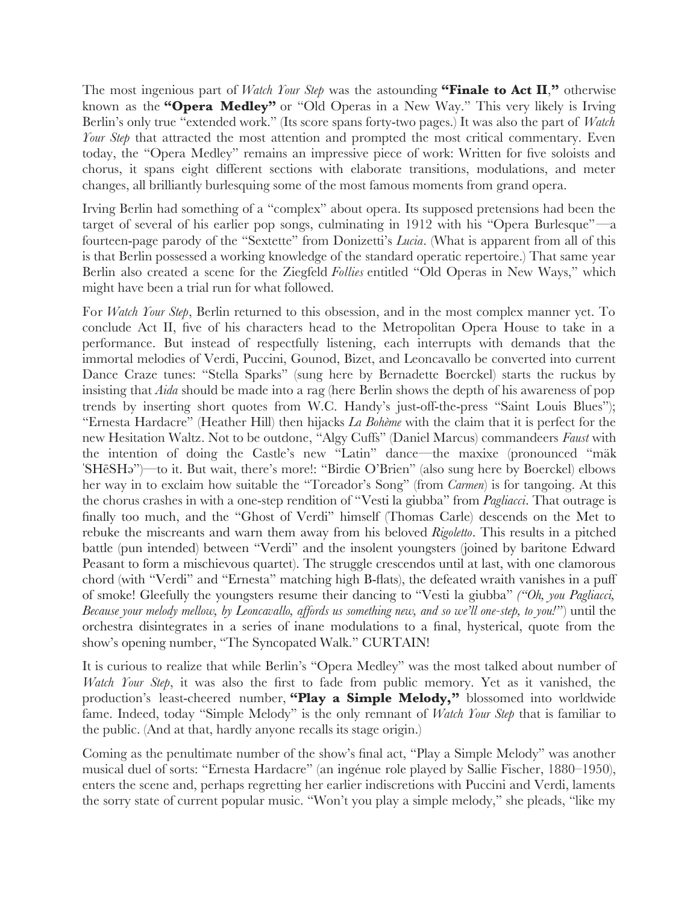The most ingenious part of *Watch Your Step* was the astounding **"Finale to Act II,"** otherwise known as the **"Opera Medley"** or "Old Operas in a New Way." This very likely is Irving Berlin's only true "extended work." (Its score spans forty-two pages.) It was also the part of *Watch Your Step* that attracted the most attention and prompted the most critical commentary. Even today, the "Opera Medley" remains an impressive piece of work: Written for five soloists and chorus, it spans eight different sections with elaborate transitions, modulations, and meter changes, all brilliantly burlesquing some of the most famous moments from grand opera.

Irving Berlin had something of a "complex" about opera. Its supposed pretensions had been the target of several of his earlier pop songs, culminating in 1912 with his "Opera Burlesque"—a fourteen-page parody of the "Sextette" from Donizetti's *Lucia*. (What is apparent from all of this is that Berlin possessed a working knowledge of the standard operatic repertoire.) That same year Berlin also created a scene for the Ziegfeld *Follies* entitled "Old Operas in New Ways," which might have been a trial run for what followed.

For *Watch Your Step*, Berlin returned to this obsession, and in the most complex manner yet. To conclude Act II, five of his characters head to the Metropolitan Opera House to take in a performance. But instead of respectfully listening, each interrupts with demands that the immortal melodies of Verdi, Puccini, Gounod, Bizet, and Leoncavallo be converted into current Dance Craze tunes: "Stella Sparks" (sung here by Bernadette Boerckel) starts the ruckus by insisting that *Aida* should be made into a rag (here Berlin shows the depth of his awareness of pop trends by inserting short quotes from W.C. Handy's just-off-the-press "Saint Louis Blues"); "Ernesta Hardacre" (Heather Hill) then hijacks *La Bohème* with the claim that it is perfect for the new Hesitation Waltz. Not to be outdone, "Algy Cuffs" (Daniel Marcus) commandeers *Faust* with the intention of doing the Castle's new "Latin" dance—the maxixe (pronounced "mäk ˈSHēSHə")—to it. But wait, there's more!: "Birdie O'Brien" (also sung here by Boerckel) elbows her way in to exclaim how suitable the "Toreador's Song" (from *Carmen*) is for tangoing. At this the chorus crashes in with a one-step rendition of "Vesti la giubba" from *Pagliacci*. That outrage is finally too much, and the "Ghost of Verdi" himself (Thomas Carle) descends on the Met to rebuke the miscreants and warn them away from his beloved *Rigoletto*. This results in a pitched battle (pun intended) between "Verdi" and the insolent youngsters (joined by baritone Edward Peasant to form a mischievous quartet). The struggle crescendos until at last, with one clamorous chord (with "Verdi" and "Ernesta" matching high B-flats), the defeated wraith vanishes in a puff of smoke! Gleefully the youngsters resume their dancing to "Vesti la giubba" *("Oh, you Pagliacci, Because your melody mellow, by Leoncavallo, affords us something new, and so we'll one-step, to you!")* until the orchestra disintegrates in a series of inane modulations to a final, hysterical, quote from the show's opening number, "The Syncopated Walk." CURTAIN!

It is curious to realize that while Berlin's "Opera Medley" was the most talked about number of *Watch Your Step*, it was also the first to fade from public memory. Yet as it vanished, the production's least-cheered number, **"Play a Simple Melody,"** blossomed into worldwide fame. Indeed, today "Simple Melody" is the only remnant of *Watch Your Step* that is familiar to the public. (And at that, hardly anyone recalls its stage origin.)

Coming as the penultimate number of the show's final act, "Play a Simple Melody" was another musical duel of sorts: "Ernesta Hardacre" (an ingénue role played by Sallie Fischer, 1880–1950), enters the scene and, perhaps regretting her earlier indiscretions with Puccini and Verdi, laments the sorry state of current popular music. "Won't you play a simple melody," she pleads, "like my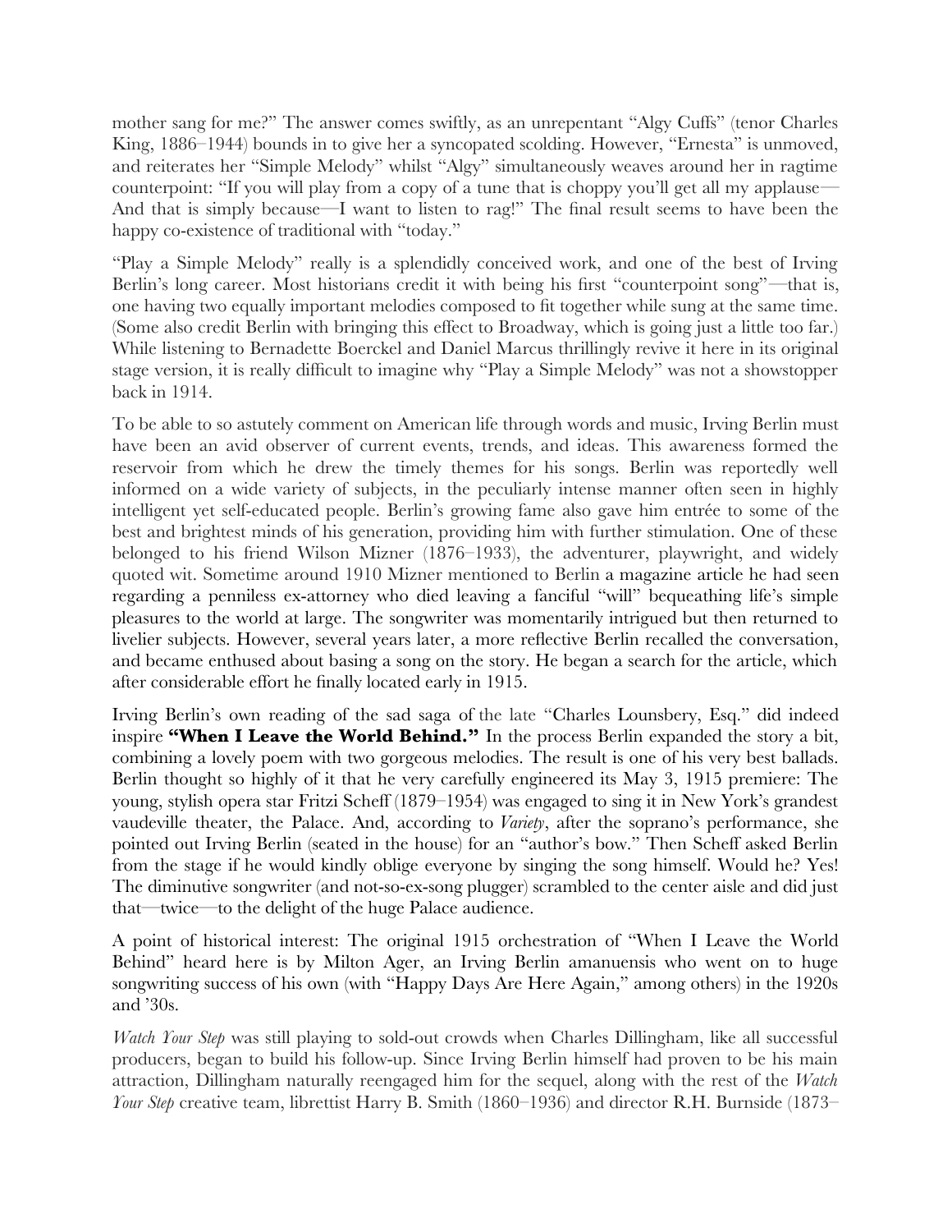mother sang for me?" The answer comes swiftly, as an unrepentant "Algy Cuffs" (tenor Charles King, 1886–1944) bounds in to give her a syncopated scolding. However, "Ernesta" is unmoved, and reiterates her "Simple Melody" whilst "Algy" simultaneously weaves around her in ragtime counterpoint: "If you will play from a copy of a tune that is choppy you'll get all my applause—And that is simply because—I want to listen to rag!" The final result seems to have been the happy co-existence of traditional with "today."

"Play a Simple Melody" really is a splendidly conceived work, and one of the best of Irving Berlin's long career. Most historians credit it with being his first "counterpoint song"—that is, one having two equally important melodies composed to fit together while sung at the same time. (Some also credit Berlin with bringing this effect to Broadway, which is going just a little too far.) While listening to Bernadette Boerckel and Daniel Marcus thrillingly revive it here in its original stage version, it is really difficult to imagine why "Play a Simple Melody" was not a showstopper back in 1914.

To be able to so astutely comment on American life through words and music, Irving Berlin must have been an avid observer of current events, trends, and ideas. This awareness formed the reservoir from which he drew the timely themes for his songs. Berlin was reportedly well informed on a wide variety of subjects, in the peculiarly intense manner often seen in highly intelligent yet self-educated people. Berlin's growing fame also gave him entrée to some of the best and brightest minds of his generation, providing him with further stimulation. One of these belonged to his friend Wilson Mizner (1876–1933), the adventurer, playwright, and widely quoted wit. Sometime around 1910 Mizner mentioned to Berlin a magazine article he had seen regarding a penniless ex-attorney who died leaving a fanciful "will" bequeathing life's simple pleasures to the world at large. The songwriter was momentarily intrigued but then returned to livelier subjects. However, several years later, a more reflective Berlin recalled the conversation, and became enthused about basing a song on the story. He began a search for the article, which after considerable effort he finally located early in 1915.

Irving Berlin's own reading of the sad saga of the late "Charles Lounsbery, Esq." did indeed inspire **"When I Leave the World Behind."** In the process Berlin expanded the story a bit, combining a lovely poem with two gorgeous melodies. The result is one of his very best ballads. Berlin thought so highly of it that he very carefully engineered its May 3, 1915 premiere: The young, stylish opera star Fritzi Scheff (1879–1954) was engaged to sing it in New York's grandest vaudeville theater, the Palace. And, according to *Variety*, after the soprano's performance, she pointed out Irving Berlin (seated in the house) for an "author's bow." Then Scheff asked Berlin from the stage if he would kindly oblige everyone by singing the song himself. Would he? Yes! The diminutive songwriter (and not-so-ex-song plugger) scrambled to the center aisle and did just that—twice—to the delight of the huge Palace audience.

A point of historical interest: The original 1915 orchestration of "When I Leave the World Behind" heard here is by Milton Ager, an Irving Berlin amanuensis who went on to huge songwriting success of his own (with "Happy Days Are Here Again," among others) in the 1920s and '30s.

*Watch Your Step* was still playing to sold-out crowds when Charles Dillingham, like all successful producers, began to build his follow-up. Since Irving Berlin himself had proven to be his main attraction, Dillingham naturally reengaged him for the sequel, along with the rest of the *Watch Your Step* creative team, librettist Harry B. Smith (1860–1936) and director R.H. Burnside (1873–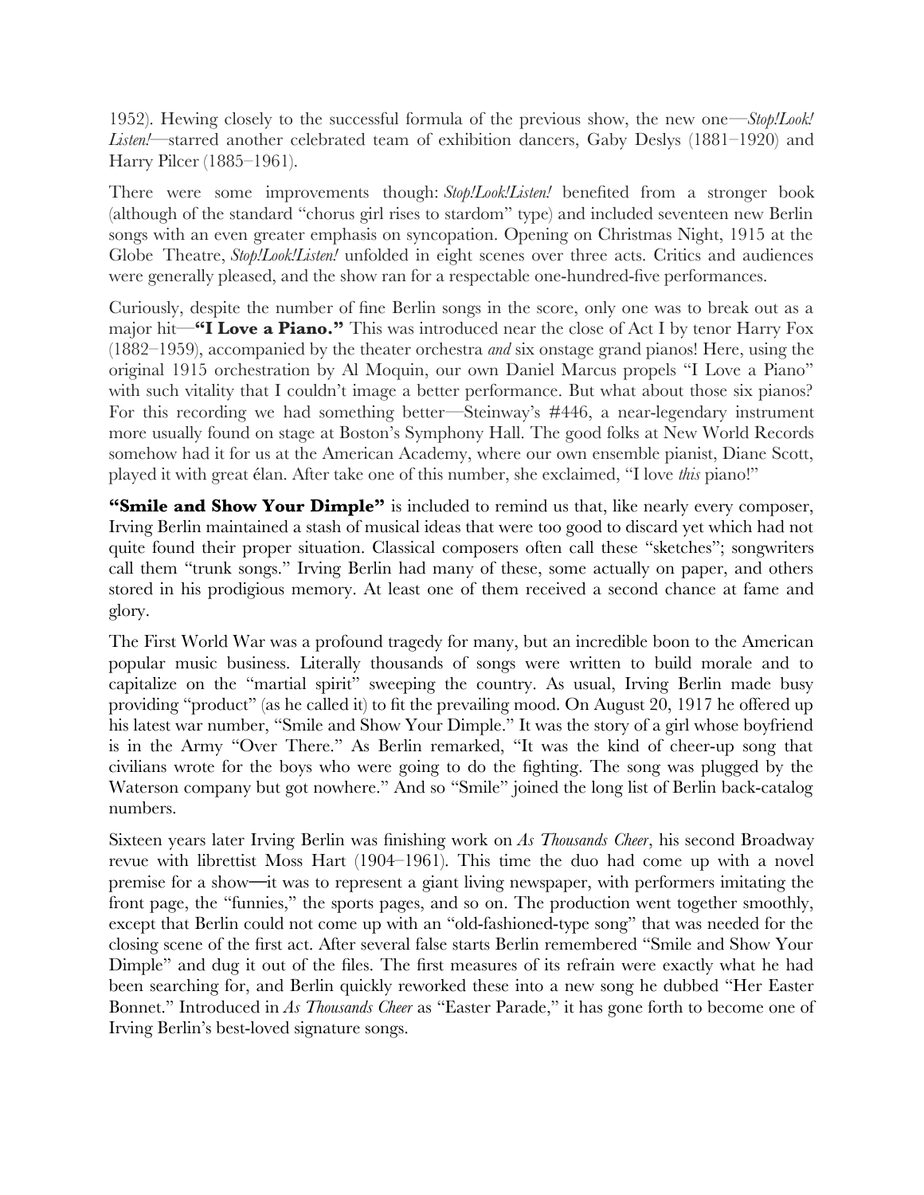1952). Hewing closely to the successful formula of the previous show, the new one—*Stop!Look! Listen!*—starred another celebrated team of exhibition dancers, Gaby Deslys (1881–1920) and Harry Pilcer (1885–1961).

There were some improvements though: *Stop!Look!Listen!* benefited from a stronger book (although of the standard "chorus girl rises to stardom" type) and included seventeen new Berlin songs with an even greater emphasis on syncopation. Opening on Christmas Night, 1915 at the Globe Theatre, *Stop!Look!Listen!* unfolded in eight scenes over three acts. Critics and audiences were generally pleased, and the show ran for a respectable one-hundred-five performances.

Curiously, despite the number of fine Berlin songs in the score, only one was to break out as a major hit—**"I Love a Piano."** This was introduced near the close of Act I by tenor Harry Fox (1882–1959), accompanied by the theater orchestra *and* six onstage grand pianos! Here, using the original 1915 orchestration by Al Moquin, our own Daniel Marcus propels "I Love a Piano" with such vitality that I couldn't image a better performance. But what about those six pianos? For this recording we had something better—Steinway's #446, a near-legendary instrument more usually found on stage at Boston's Symphony Hall. The good folks at New World Records somehow had it for us at the American Academy, where our own ensemble pianist, Diane Scott, played it with great élan. After take one of this number, she exclaimed, "I love *this* piano!"

**"Smile and Show Your Dimple"** is included to remind us that, like nearly every composer, Irving Berlin maintained a stash of musical ideas that were too good to discard yet which had not quite found their proper situation. Classical composers often call these "sketches"; songwriters call them "trunk songs." Irving Berlin had many of these, some actually on paper, and others stored in his prodigious memory. At least one of them received a second chance at fame and glory.

The First World War was a profound tragedy for many, but an incredible boon to the American popular music business. Literally thousands of songs were written to build morale and to capitalize on the "martial spirit" sweeping the country. As usual, Irving Berlin made busy providing "product" (as he called it) to fit the prevailing mood. On August 20, 1917 he offered up his latest war number, "Smile and Show Your Dimple." It was the story of a girl whose boyfriend is in the Army "Over There." As Berlin remarked, "It was the kind of cheer-up song that civilians wrote for the boys who were going to do the fighting. The song was plugged by the Waterson company but got nowhere." And so "Smile" joined the long list of Berlin back-catalog numbers.

Sixteen years later Irving Berlin was finishing work on *As Thousands Cheer*, his second Broadway revue with librettist Moss Hart (1904–1961). This time the duo had come up with a novel premise for a show—it was to represent a giant living newspaper, with performers imitating the front page, the "funnies," the sports pages, and so on. The production went together smoothly, except that Berlin could not come up with an "old-fashioned-type song" that was needed for the closing scene of the first act. After several false starts Berlin remembered "Smile and Show Your Dimple" and dug it out of the files. The first measures of its refrain were exactly what he had been searching for, and Berlin quickly reworked these into a new song he dubbed "Her Easter Bonnet." Introduced in *As Thousands Cheer* as "Easter Parade," it has gone forth to become one of Irving Berlin's best-loved signature songs.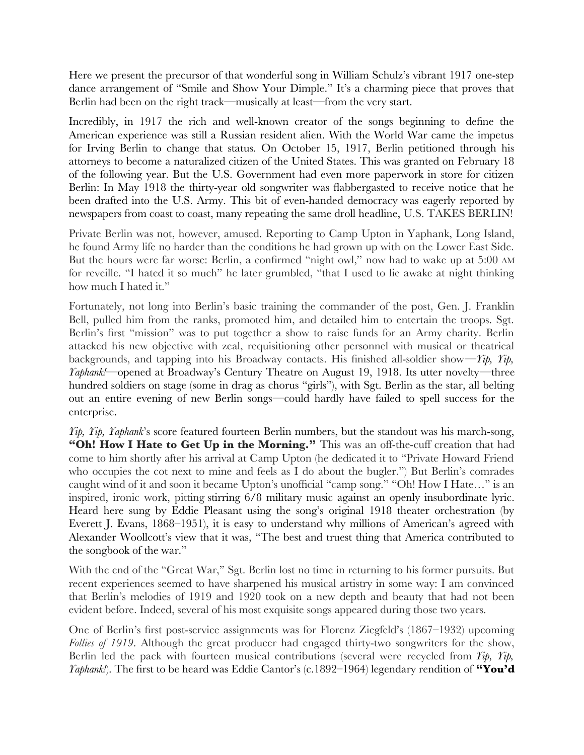Here we present the precursor of that wonderful song in William Schulz's vibrant 1917 one-step dance arrangement of "Smile and Show Your Dimple." It's a charming piece that proves that Berlin had been on the right track—musically at least—from the very start.

Incredibly, in 1917 the rich and well-known creator of the songs beginning to define the American experience was still a Russian resident alien. With the World War came the impetus for Irving Berlin to change that status. On October 15, 1917, Berlin petitioned through his attorneys to become a naturalized citizen of the United States. This was granted on February 18 of the following year. But the U.S. Government had even more paperwork in store for citizen Berlin: In May 1918 the thirty-year old songwriter was flabbergasted to receive notice that he been drafted into the U.S. Army. This bit of even-handed democracy was eagerly reported by newspapers from coast to coast, many repeating the same droll headline, U.S. TAKES BERLIN!

Private Berlin was not, however, amused. Reporting to Camp Upton in Yaphank, Long Island, he found Army life no harder than the conditions he had grown up with on the Lower East Side. But the hours were far worse: Berlin, a confirmed "night owl," now had to wake up at 5:00 AM for reveille. "I hated it so much" he later grumbled, "that I used to lie awake at night thinking how much I hated it."

Fortunately, not long into Berlin's basic training the commander of the post, Gen. J. Franklin Bell, pulled him from the ranks, promoted him, and detailed him to entertain the troops. Sgt. Berlin's first "mission" was to put together a show to raise funds for an Army charity. Berlin attacked his new objective with zeal, requisitioning other personnel with musical or theatrical backgrounds, and tapping into his Broadway contacts. His finished all-soldier show—*Yip, Yip, Yaphank!*—opened at Broadway's Century Theatre on August 19, 1918. Its utter novelty—three hundred soldiers on stage (some in drag as chorus "girls"), with Sgt. Berlin as the star, all belting out an entire evening of new Berlin songs—could hardly have failed to spell success for the enterprise.

*Yip, Yip, Yaphank*'s score featured fourteen Berlin numbers, but the standout was his march-song, **"Oh! How I Hate to Get Up in the Morning."** This was an off-the-cuff creation that had come to him shortly after his arrival at Camp Upton (he dedicated it to "Private Howard Friend who occupies the cot next to mine and feels as I do about the bugler.") But Berlin's comrades caught wind of it and soon it became Upton's unofficial "camp song." "Oh! How I Hate…" is an inspired, ironic work, pitting stirring 6/8 military music against an openly insubordinate lyric. Heard here sung by Eddie Pleasant using the song's original 1918 theater orchestration (by Everett J. Evans, 1868–1951), it is easy to understand why millions of American's agreed with Alexander Woollcott's view that it was, "The best and truest thing that America contributed to the songbook of the war."

With the end of the "Great War," Sgt. Berlin lost no time in returning to his former pursuits. But recent experiences seemed to have sharpened his musical artistry in some way: I am convinced that Berlin's melodies of 1919 and 1920 took on a new depth and beauty that had not been evident before. Indeed, several of his most exquisite songs appeared during those two years.

One of Berlin's first post-service assignments was for Florenz Ziegfeld's (1867–1932) upcoming *Follies of 1919*. Although the great producer had engaged thirty-two songwriters for the show, Berlin led the pack with fourteen musical contributions (several were recycled from *Yip, Yip, Yaphank!*). The first to be heard was Eddie Cantor's (c.1892–1964) legendary rendition of **"You'd**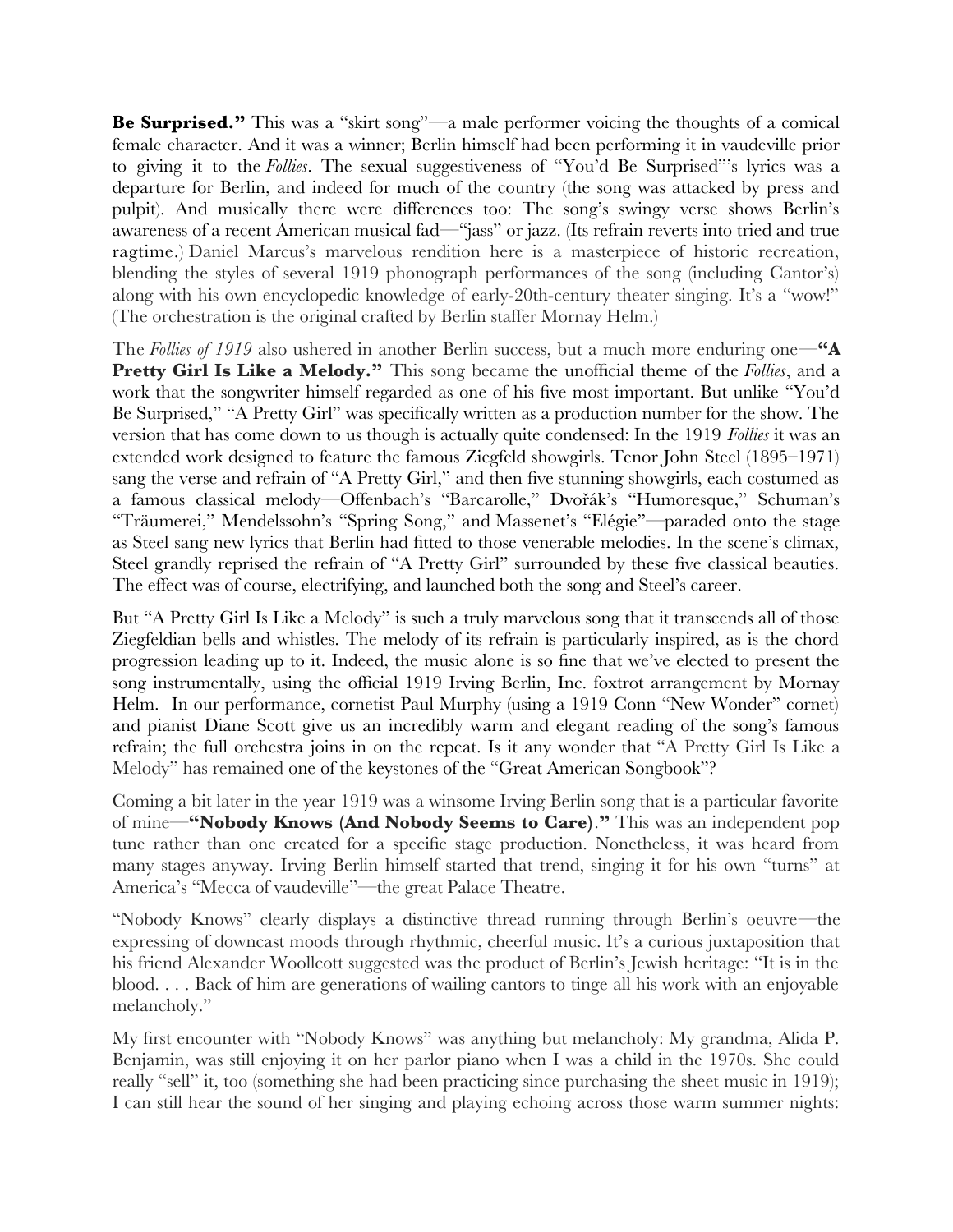**Be Surprised."** This was a "skirt song"—a male performer voicing the thoughts of a comical female character. And it was a winner; Berlin himself had been performing it in vaudeville prior to giving it to the *Follies*. The sexual suggestiveness of "You'd Be Surprised"'s lyrics was a departure for Berlin, and indeed for much of the country (the song was attacked by press and pulpit). And musically there were differences too: The song's swingy verse shows Berlin's awareness of a recent American musical fad—"jass" or jazz. (Its refrain reverts into tried and true ragtime.) Daniel Marcus's marvelous rendition here is a masterpiece of historic recreation, blending the styles of several 1919 phonograph performances of the song (including Cantor's) along with his own encyclopedic knowledge of early-20th-century theater singing. It's a "wow!" (The orchestration is the original crafted by Berlin staffer Mornay Helm.)

The *Follies of 1919* also ushered in another Berlin success, but a much more enduring one—**"A Pretty Girl Is Like a Melody."** This song became the unofficial theme of the *Follies*, and a work that the songwriter himself regarded as one of his five most important. But unlike "You'd Be Surprised," "A Pretty Girl" was specifically written as a production number for the show. The version that has come down to us though is actually quite condensed: In the 1919 *Follies* it was an extended work designed to feature the famous Ziegfeld showgirls. Tenor John Steel (1895–1971) sang the verse and refrain of "A Pretty Girl," and then five stunning showgirls, each costumed as a famous classical melody—Offenbach's "Barcarolle," Dvořák's "Humoresque," Schuman's "Träumerei," Mendelssohn's "Spring Song," and Massenet's "Elégie"—paraded onto the stage as Steel sang new lyrics that Berlin had fitted to those venerable melodies. In the scene's climax, Steel grandly reprised the refrain of "A Pretty Girl" surrounded by these five classical beauties. The effect was of course, electrifying, and launched both the song and Steel's career.

But "A Pretty Girl Is Like a Melody" is such a truly marvelous song that it transcends all of those Ziegfeldian bells and whistles. The melody of its refrain is particularly inspired, as is the chord progression leading up to it. Indeed, the music alone is so fine that we've elected to present the song instrumentally, using the official 1919 Irving Berlin, Inc. foxtrot arrangement by Mornay Helm. In our performance, cornetist Paul Murphy (using a 1919 Conn "New Wonder" cornet) and pianist Diane Scott give us an incredibly warm and elegant reading of the song's famous refrain; the full orchestra joins in on the repeat. Is it any wonder that "A Pretty Girl Is Like a Melody" has remained one of the keystones of the "Great American Songbook"?

Coming a bit later in the year 1919 was a winsome Irving Berlin song that is a particular favorite of mine—**"Nobody Knows (And Nobody Seems to Care)."** This was an independent pop tune rather than one created for a specific stage production. Nonetheless, it was heard from many stages anyway. Irving Berlin himself started that trend, singing it for his own "turns" at America's "Mecca of vaudeville"—the great Palace Theatre.

"Nobody Knows" clearly displays a distinctive thread running through Berlin's oeuvre—the expressing of downcast moods through rhythmic, cheerful music. It's a curious juxtaposition that his friend Alexander Woollcott suggested was the product of Berlin's Jewish heritage: "It is in the blood. . . . Back of him are generations of wailing cantors to tinge all his work with an enjoyable melancholy."

My first encounter with "Nobody Knows" was anything but melancholy: My grandma, Alida P. Benjamin, was still enjoying it on her parlor piano when I was a child in the 1970s. She could really "sell" it, too (something she had been practicing since purchasing the sheet music in 1919); I can still hear the sound of her singing and playing echoing across those warm summer nights: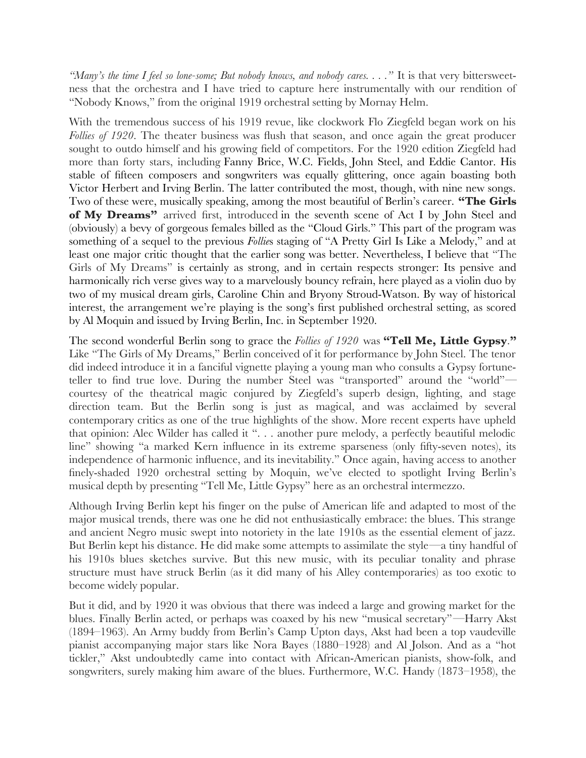*"Many's the time I feel so lone-some; But nobody knows, and nobody cares. . . ."* It is that very bittersweetness that the orchestra and I have tried to capture here instrumentally with our rendition of "Nobody Knows," from the original 1919 orchestral setting by Mornay Helm.

With the tremendous success of his 1919 revue, like clockwork Flo Ziegfeld began work on his *Follies of 1920*. The theater business was flush that season, and once again the great producer sought to outdo himself and his growing field of competitors. For the 1920 edition Ziegfeld had more than forty stars, including Fanny Brice, W.C. Fields, John Steel, and Eddie Cantor. His stable of fifteen composers and songwriters was equally glittering, once again boasting both Victor Herbert and Irving Berlin. The latter contributed the most, though, with nine new songs. Two of these were, musically speaking, among the most beautiful of Berlin's career. **"The Girls of My Dreams"** arrived first, introduced in the seventh scene of Act I by John Steel and (obviously) a bevy of gorgeous females billed as the "Cloud Girls." This part of the program was something of a sequel to the previous *Follies* staging of "A Pretty Girl Is Like a Melody," and at least one major critic thought that the earlier song was better. Nevertheless, I believe that "The Girls of My Dreams" is certainly as strong, and in certain respects stronger: Its pensive and harmonically rich verse gives way to a marvelously bouncy refrain, here played as a violin duo by two of my musical dream girls, Caroline Chin and Bryony Stroud-Watson. By way of historical interest, the arrangement we're playing is the song's first published orchestral setting, as scored by Al Moquin and issued by Irving Berlin, Inc. in September 1920.

The second wonderful Berlin song to grace the *Follies of 1920* was **"Tell Me, Little Gypsy."** Like "The Girls of My Dreams," Berlin conceived of it for performance by John Steel. The tenor did indeed introduce it in a fanciful vignette playing a young man who consults a Gypsy fortune-teller to find true love. During the number Steel was "transported" around the "world"—courtesy of the theatrical magic conjured by Ziegfeld's superb design, lighting, and stage direction team. But the Berlin song is just as magical, and was acclaimed by several contemporary critics as one of the true highlights of the show. More recent experts have upheld that opinion: Alec Wilder has called it ". . . another pure melody, a perfectly beautiful melodic line" showing "a marked Kern influence in its extreme sparseness (only fifty-seven notes), its independence of harmonic influence, and its inevitability." Once again, having access to another finely-shaded 1920 orchestral setting by Moquin, we've elected to spotlight Irving Berlin's musical depth by presenting "Tell Me, Little Gypsy" here as an orchestral intermezzo.

Although Irving Berlin kept his finger on the pulse of American life and adapted to most of the major musical trends, there was one he did not enthusiastically embrace: the blues. This strange and ancient Negro music swept into notoriety in the late 1910s as the essential element of jazz. But Berlin kept his distance. He did make some attempts to assimilate the style—a tiny handful of his 1910s blues sketches survive. But this new music, with its peculiar tonality and phrase structure must have struck Berlin (as it did many of his Alley contemporaries) as too exotic to become widely popular.

But it did, and by 1920 it was obvious that there was indeed a large and growing market for the blues. Finally Berlin acted, or perhaps was coaxed by his new "musical secretary"—Harry Akst (1894–1963). An Army buddy from Berlin's Camp Upton days, Akst had been a top vaudeville pianist accompanying major stars like Nora Bayes (1880–1928) and Al Jolson. And as a "hot tickler," Akst undoubtedly came into contact with African-American pianists, show-folk, and songwriters, surely making him aware of the blues. Furthermore, W.C. Handy (1873–1958), the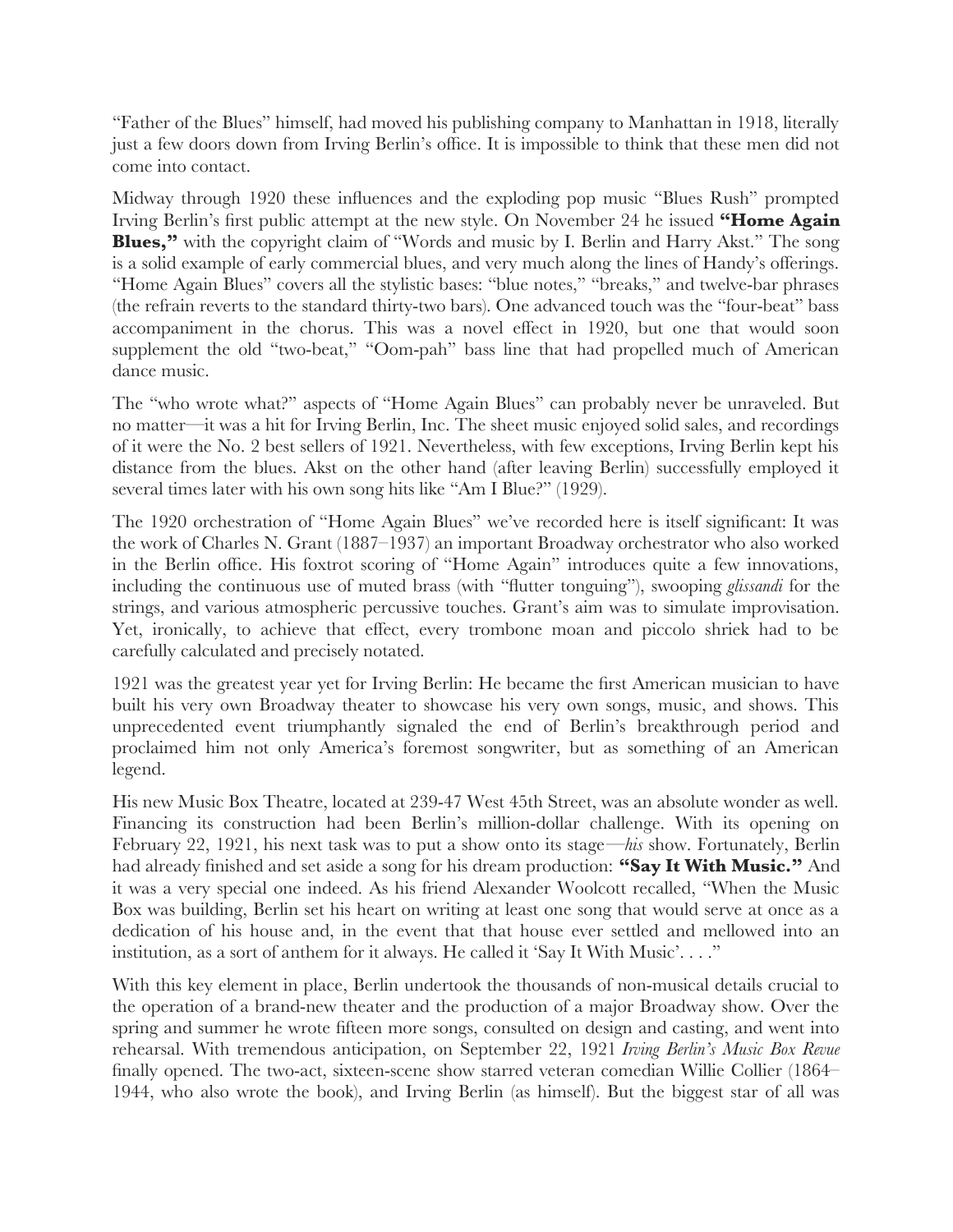"Father of the Blues" himself, had moved his publishing company to Manhattan in 1918, literally just a few doors down from Irving Berlin's office. It is impossible to think that these men did not come into contact.

Midway through 1920 these influences and the exploding pop music "Blues Rush" prompted Irving Berlin's first public attempt at the new style. On November 24 he issued **"Home Again Blues,"** with the copyright claim of "Words and music by I. Berlin and Harry Akst." The song is a solid example of early commercial blues, and very much along the lines of Handy's offerings. "Home Again Blues" covers all the stylistic bases: "blue notes," "breaks," and twelve-bar phrases (the refrain reverts to the standard thirty-two bars). One advanced touch was the "four-beat" bass accompaniment in the chorus. This was a novel effect in 1920, but one that would soon supplement the old "two-beat," "Oom-pah" bass line that had propelled much of American dance music.

The "who wrote what?" aspects of "Home Again Blues" can probably never be unraveled. But no matter—it was a hit for Irving Berlin, Inc. The sheet music enjoyed solid sales, and recordings of it were the No. 2 best sellers of 1921. Nevertheless, with few exceptions, Irving Berlin kept his distance from the blues. Akst on the other hand (after leaving Berlin) successfully employed it several times later with his own song hits like "Am I Blue?" (1929).

The 1920 orchestration of "Home Again Blues" we've recorded here is itself significant: It was the work of Charles N. Grant (1887–1937) an important Broadway orchestrator who also worked in the Berlin office. His foxtrot scoring of "Home Again" introduces quite a few innovations, including the continuous use of muted brass (with "flutter tonguing"), swooping *glissandi* for the strings, and various atmospheric percussive touches. Grant's aim was to simulate improvisation. Yet, ironically, to achieve that effect, every trombone moan and piccolo shriek had to be carefully calculated and precisely notated.

1921 was the greatest year yet for Irving Berlin: He became the first American musician to have built his very own Broadway theater to showcase his very own songs, music, and shows. This unprecedented event triumphantly signaled the end of Berlin's breakthrough period and proclaimed him not only America's foremost songwriter, but as something of an American legend.

His new Music Box Theatre, located at 239-47 West 45th Street, was an absolute wonder as well. Financing its construction had been Berlin's million-dollar challenge. With its opening on February 22, 1921, his next task was to put a show onto its stage—*his* show. Fortunately, Berlin had already finished and set aside a song for his dream production: **"Say It With Music."** And it was a very special one indeed. As his friend Alexander Woolcott recalled, "When the Music Box was building, Berlin set his heart on writing at least one song that would serve at once as a dedication of his house and, in the event that that house ever settled and mellowed into an institution, as a sort of anthem for it always. He called it 'Say It With Music'. . . ."

With this key element in place, Berlin undertook the thousands of non-musical details crucial to the operation of a brand-new theater and the production of a major Broadway show. Over the spring and summer he wrote fifteen more songs, consulted on design and casting, and went into rehearsal. With tremendous anticipation, on September 22, 1921 *Irving Berlin's Music Box Revue* finally opened. The two-act, sixteen-scene show starred veteran comedian Willie Collier (1864–1944, who also wrote the book), and Irving Berlin (as himself). But the biggest star of all was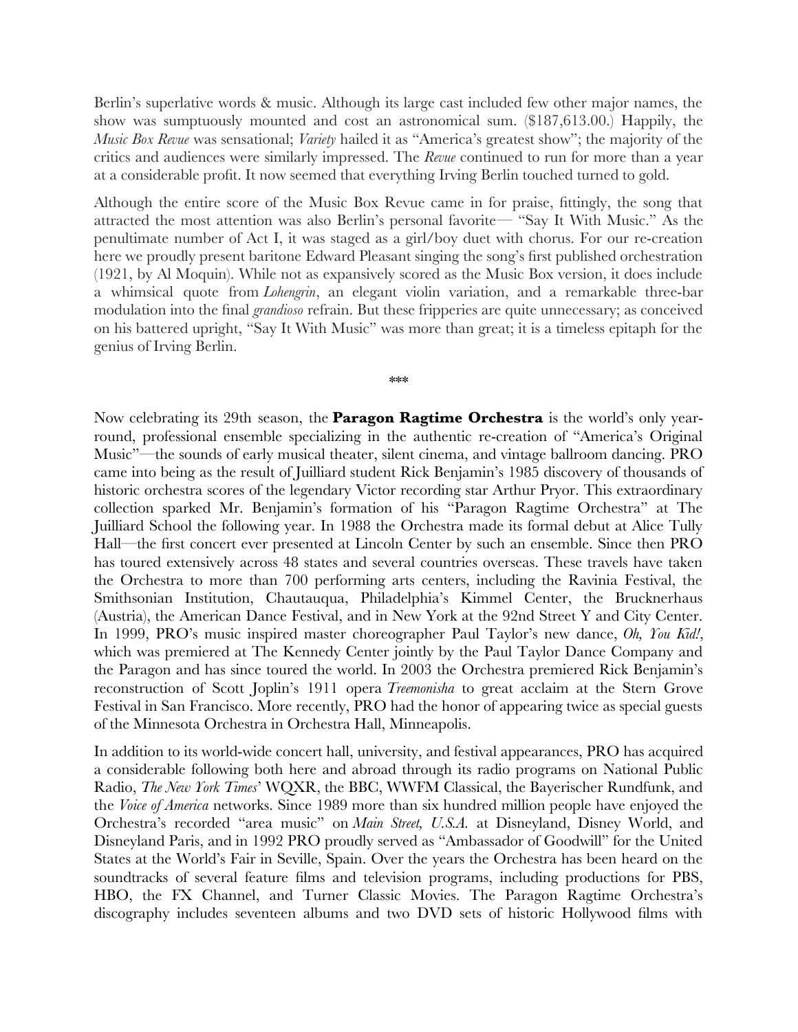Berlin's superlative words & music. Although its large cast included few other major names, the show was sumptuously mounted and cost an astronomical sum. ($187,613.00.) Happily, the *Music Box Revue* was sensational; *Variety* hailed it as "America's greatest show"; the majority of the critics and audiences were similarly impressed. The *Revue* continued to run for more than a year at a considerable profit. It now seemed that everything Irving Berlin touched turned to gold.

Although the entire score of the Music Box Revue came in for praise, fittingly, the song that attracted the most attention was also Berlin's personal favorite— "Say It With Music." As the penultimate number of Act I, it was staged as a girl/boy duet with chorus. For our re-creation here we proudly present baritone Edward Pleasant singing the song's first published orchestration (1921, by Al Moquin). While not as expansively scored as the Music Box version, it does include a whimsical quote from *Lohengrin*, an elegant violin variation, and a remarkable three-bar modulation into the final *grandioso* refrain. But these fripperies are quite unnecessary; as conceived on his battered upright, "Say It With Music" was more than great; it is a timeless epitaph for the genius of Irving Berlin.

***

Now celebrating its 29th season, the **Paragon Ragtime Orchestra** is the world's only year-round, professional ensemble specializing in the authentic re-creation of "America's Original Music"—the sounds of early musical theater, silent cinema, and vintage ballroom dancing. PRO came into being as the result of Juilliard student Rick Benjamin's 1985 discovery of thousands of historic orchestra scores of the legendary Victor recording star Arthur Pryor. This extraordinary collection sparked Mr. Benjamin's formation of his "Paragon Ragtime Orchestra" at The Juilliard School the following year. In 1988 the Orchestra made its formal debut at Alice Tully Hall—the first concert ever presented at Lincoln Center by such an ensemble. Since then PRO has toured extensively across 48 states and several countries overseas. These travels have taken the Orchestra to more than 700 performing arts centers, including the Ravinia Festival, the Smithsonian Institution, Chautauqua, Philadelphia's Kimmel Center, the Brucknerhaus (Austria), the American Dance Festival, and in New York at the 92nd Street Y and City Center. In 1999, PRO's music inspired master choreographer Paul Taylor's new dance, *Oh, You Kid!*, which was premiered at The Kennedy Center jointly by the Paul Taylor Dance Company and the Paragon and has since toured the world. In 2003 the Orchestra premiered Rick Benjamin's reconstruction of Scott Joplin's 1911 opera *Treemonisha* to great acclaim at the Stern Grove Festival in San Francisco. More recently, PRO had the honor of appearing twice as special guests of the Minnesota Orchestra in Orchestra Hall, Minneapolis.

In addition to its world-wide concert hall, university, and festival appearances, PRO has acquired a considerable following both here and abroad through its radio programs on National Public Radio, *The New York Times*' WQXR, the BBC, WWFM Classical, the Bayerischer Rundfunk, and the *Voice of America* networks. Since 1989 more than six hundred million people have enjoyed the Orchestra's recorded "area music" on *Main Street, U.S.A.* at Disneyland, Disney World, and Disneyland Paris, and in 1992 PRO proudly served as "Ambassador of Goodwill" for the United States at the World's Fair in Seville, Spain. Over the years the Orchestra has been heard on the soundtracks of several feature films and television programs, including productions for PBS, HBO, the FX Channel, and Turner Classic Movies. The Paragon Ragtime Orchestra's discography includes seventeen albums and two DVD sets of historic Hollywood films with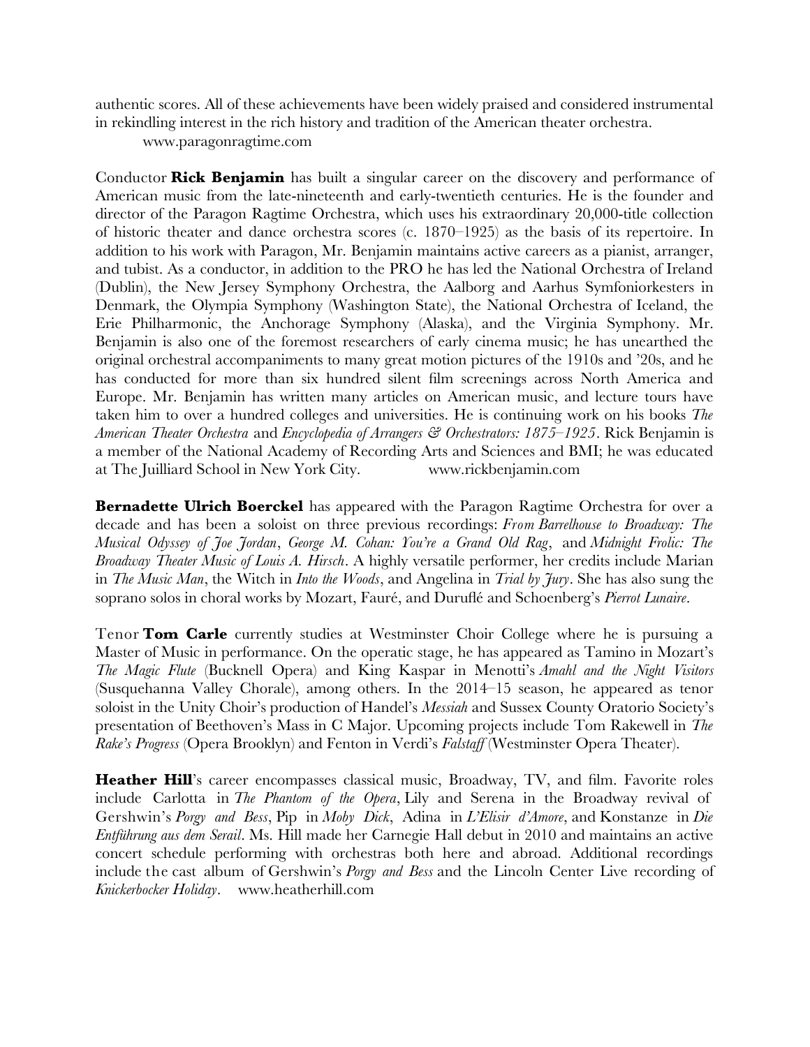authentic scores. All of these achievements have been widely praised and considered instrumental in rekindling interest in the rich history and tradition of the American theater orchestra.

www.paragonragtime.com

Conductor **Rick Benjamin** has built a singular career on the discovery and performance of American music from the late-nineteenth and early-twentieth centuries. He is the founder and director of the Paragon Ragtime Orchestra, which uses his extraordinary 20,000-title collection of historic theater and dance orchestra scores (c. 1870–1925) as the basis of its repertoire. In addition to his work with Paragon, Mr. Benjamin maintains active careers as a pianist, arranger, and tubist. As a conductor, in addition to the PRO he has led the National Orchestra of Ireland (Dublin), the New Jersey Symphony Orchestra, the Aalborg and Aarhus Symfoniorkesters in Denmark, the Olympia Symphony (Washington State), the National Orchestra of Iceland, the Erie Philharmonic, the Anchorage Symphony (Alaska), and the Virginia Symphony. Mr. Benjamin is also one of the foremost researchers of early cinema music; he has unearthed the original orchestral accompaniments to many great motion pictures of the 1910s and '20s, and he has conducted for more than six hundred silent film screenings across North America and Europe. Mr. Benjamin has written many articles on American music, and lecture tours have taken him to over a hundred colleges and universities. He is continuing work on his books *The American Theater Orchestra* and *Encyclopedia of Arrangers & Orchestrators: 1875–1925*. Rick Benjamin is a member of the National Academy of Recording Arts and Sciences and BMI; he was educated at The Juilliard School in New York City. www.rickbenjamin.com

**Bernadette Ulrich Boerckel** has appeared with the Paragon Ragtime Orchestra for over a decade and has been a soloist on three previous recordings: *From Barrelhouse to Broadway: The Musical Odyssey of Joe Jordan*, *George M. Cohan: You're a Grand Old Rag*, and *Midnight Frolic: The Broadway Theater Music of Louis A. Hirsch*. A highly versatile performer, her credits include Marian in *The Music Man*, the Witch in *Into the Woods*, and Angelina in *Trial by Jury*. She has also sung the soprano solos in choral works by Mozart, Fauré, and Duruflé and Schoenberg's *Pierrot Lunaire*.

Tenor **Tom Carle** currently studies at Westminster Choir College where he is pursuing a Master of Music in performance. On the operatic stage, he has appeared as Tamino in Mozart's *The Magic Flute* (Bucknell Opera) and King Kaspar in Menotti's *Amahl and the Night Visitors* (Susquehanna Valley Chorale), among others. In the 2014–15 season, he appeared as tenor soloist in the Unity Choir's production of Handel's *Messiah* and Sussex County Oratorio Society's presentation of Beethoven's Mass in C Major. Upcoming projects include Tom Rakewell in *The Rake's Progress* (Opera Brooklyn) and Fenton in Verdi's *Falstaff* (Westminster Opera Theater).

**Heather Hill**'s career encompasses classical music, Broadway, TV, and film. Favorite roles include Carlotta in *The Phantom of the Opera*, Lily and Serena in the Broadway revival of Gershwin's *Porgy and Bess*, Pip in *Moby Dick*, Adina in *L'Elisir d'Amore*, and Konstanze in *Die Entführung aus dem Serail*. Ms. Hill made her Carnegie Hall debut in 2010 and maintains an active concert schedule performing with orchestras both here and abroad. Additional recordings include the cast album of Gershwin's *Porgy and Bess* and the Lincoln Center Live recording of *Knickerbocker Holiday*. www.heatherhill.com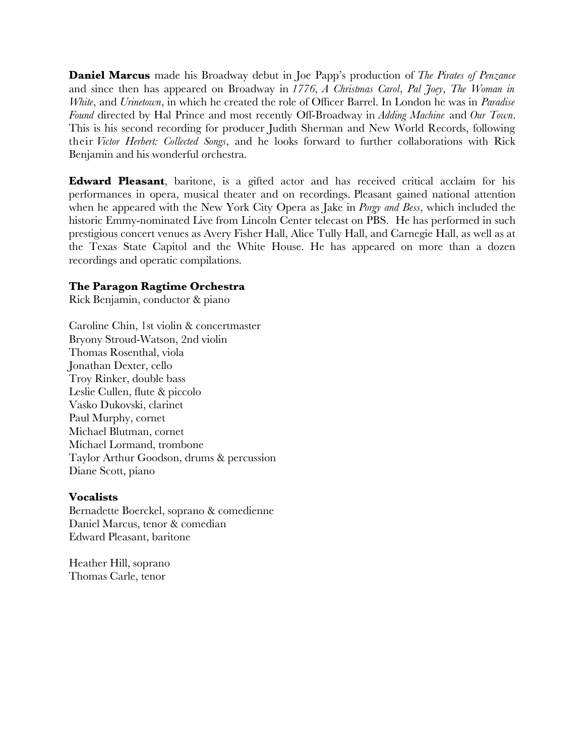**Daniel Marcus** made his Broadway debut in Joe Papp's production of *The Pirates of Penzance* and since then has appeared on Broadway in *1776*, *A Christmas Carol*, *Pal Joey*, *The Woman in White*, and *Urinetown*, in which he created the role of Officer Barrel. In London he was in *Paradise Found* directed by Hal Prince and most recently Off-Broadway in *Adding Machine* and *Our Town*. This is his second recording for producer Judith Sherman and New World Records, following their *Victor Herbert: Collected Songs*, and he looks forward to further collaborations with Rick Benjamin and his wonderful orchestra.

**Edward Pleasant**, baritone, is a gifted actor and has received critical acclaim for his performances in opera, musical theater and on recordings. Pleasant gained national attention when he appeared with the New York City Opera as Jake in *Porgy and Bess*, which included the historic Emmy-nominated Live from Lincoln Center telecast on PBS. He has performed in such prestigious concert venues as Avery Fisher Hall, Alice Tully Hall, and Carnegie Hall, as well as at the Texas State Capitol and the White House. He has appeared on more than a dozen recordings and operatic compilations.

**The Paragon Ragtime Orchestra**
Rick Benjamin, conductor & piano

Caroline Chin, 1st violin & concertmaster
Bryony Stroud-Watson, 2nd violin
Thomas Rosenthal, viola
Jonathan Dexter, cello
Troy Rinker, double bass
Leslie Cullen, flute & piccolo
Vasko Dukovski, clarinet
Paul Murphy, cornet
Michael Blutman, cornet
Michael Lormand, trombone
Taylor Arthur Goodson, drums & percussion
Diane Scott, piano

**Vocalists**
Bernadette Boerckel, soprano & comedienne
Daniel Marcus, tenor & comedian
Edward Pleasant, baritone

Heather Hill, soprano
Thomas Carle, tenor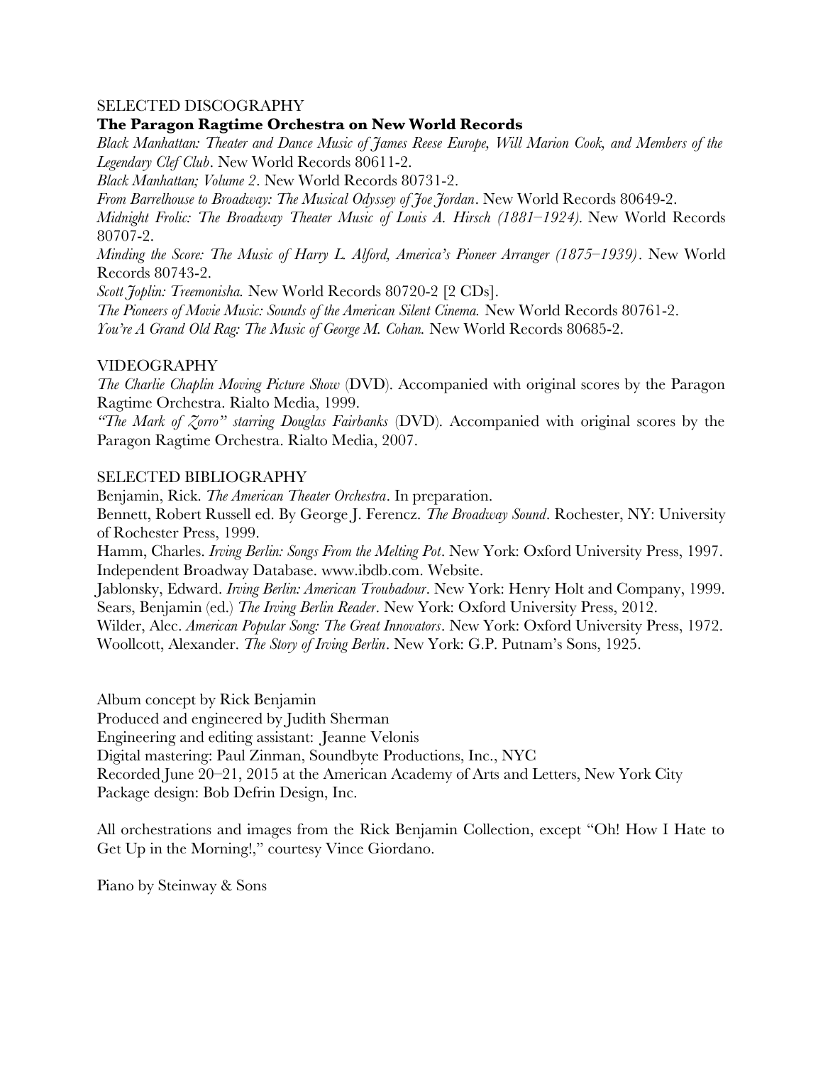## SELECTED DISCOGRAPHY

**The Paragon Ragtime Orchestra on New World Records**

*Black Manhattan: Theater and Dance Music of James Reese Europe, Will Marion Cook, and Members of the Legendary Clef Club*. New World Records 80611-2.

*Black Manhattan; Volume 2*. New World Records 80731-2.

*From Barrelhouse to Broadway: The Musical Odyssey of Joe Jordan*. New World Records 80649-2.

*Midnight Frolic: The Broadway Theater Music of Louis A. Hirsch (1881–1924).* New World Records 80707-2.

*Minding the Score: The Music of Harry L. Alford, America's Pioneer Arranger (1875–1939)*. New World Records 80743-2.

*Scott Joplin: Treemonisha.* New World Records 80720-2 [2 CDs].

*The Pioneers of Movie Music: Sounds of the American Silent Cinema.* New World Records 80761-2.

*You're A Grand Old Rag: The Music of George M. Cohan.* New World Records 80685-2.

## VIDEOGRAPHY

*The Charlie Chaplin Moving Picture Show* (DVD). Accompanied with original scores by the Paragon Ragtime Orchestra. Rialto Media, 1999.

*"The Mark of Zorro" starring Douglas Fairbanks* (DVD). Accompanied with original scores by the Paragon Ragtime Orchestra. Rialto Media, 2007.

## SELECTED BIBLIOGRAPHY

Benjamin, Rick. *The American Theater Orchestra*. In preparation.

Bennett, Robert Russell ed. By George J. Ferencz. *The Broadway Sound*. Rochester, NY: University of Rochester Press, 1999.

Hamm, Charles. *Irving Berlin: Songs From the Melting Pot*. New York: Oxford University Press, 1997.

Independent Broadway Database. www.ibdb.com. Website.

Jablonsky, Edward. *Irving Berlin: American Troubadour*. New York: Henry Holt and Company, 1999.

Sears, Benjamin (ed.) *The Irving Berlin Reader*. New York: Oxford University Press, 2012.

Wilder, Alec. *American Popular Song: The Great Innovators*. New York: Oxford University Press, 1972.

Woollcott, Alexander. *The Story of Irving Berlin*. New York: G.P. Putnam's Sons, 1925.

Album concept by Rick Benjamin
Produced and engineered by Judith Sherman
Engineering and editing assistant: Jeanne Velonis
Digital mastering: Paul Zinman, Soundbyte Productions, Inc., NYC
Recorded June 20–21, 2015 at the American Academy of Arts and Letters, New York City
Package design: Bob Defrin Design, Inc.

All orchestrations and images from the Rick Benjamin Collection, except "Oh! How I Hate to Get Up in the Morning!," courtesy Vince Giordano.

Piano by Steinway & Sons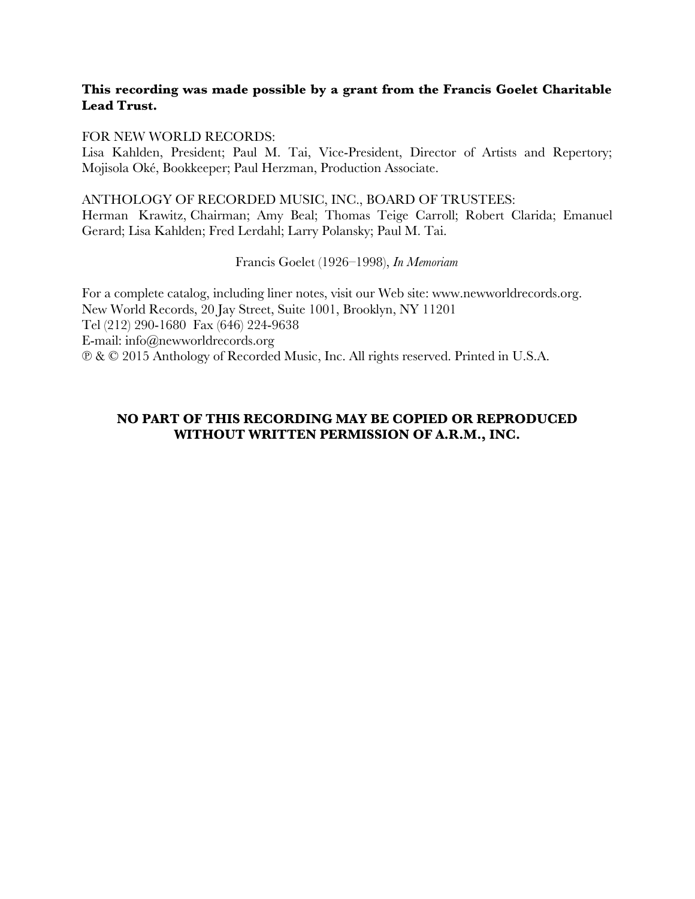**This recording was made possible by a grant from the Francis Goelet Charitable Lead Trust.**

FOR NEW WORLD RECORDS:
Lisa Kahlden, President; Paul M. Tai, Vice-President, Director of Artists and Repertory; Mojisola Oké, Bookkeeper; Paul Herzman, Production Associate.

ANTHOLOGY OF RECORDED MUSIC, INC., BOARD OF TRUSTEES:
Herman Krawitz, Chairman; Amy Beal; Thomas Teige Carroll; Robert Clarida; Emanuel Gerard; Lisa Kahlden; Fred Lerdahl; Larry Polansky; Paul M. Tai.

Francis Goelet (1926–1998), *In Memoriam*

For a complete catalog, including liner notes, visit our Web site: www.newworldrecords.org.
New World Records, 20 Jay Street, Suite 1001, Brooklyn, NY 11201
Tel (212) 290-1680 Fax (646) 224-9638
E-mail: info@newworldrecords.org
℗ & © 2015 Anthology of Recorded Music, Inc. All rights reserved. Printed in U.S.A.

**NO PART OF THIS RECORDING MAY BE COPIED OR REPRODUCED WITHOUT WRITTEN PERMISSION OF A.R.M., INC.**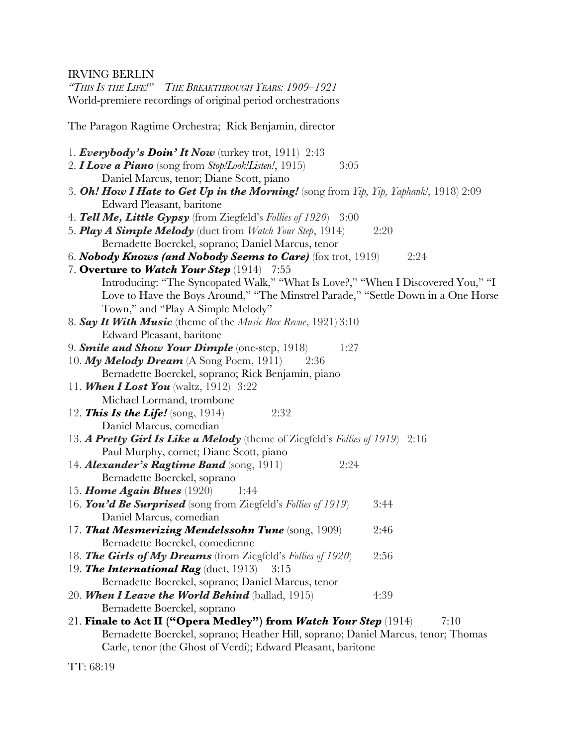IRVING BERLIN

*"This Is the Life!"  The Breakthrough Years: 1909–1921*

World-premiere recordings of original period orchestrations

The Paragon Ragtime Orchestra; Rick Benjamin, director

1. ***Everybody's Doin' It Now*** (turkey trot, 1911) 2:43
2. ***I Love a Piano*** (song from *Stop!Look!Listen!*, 1915) 3:05
   Daniel Marcus, tenor; Diane Scott, piano
3. ***Oh! How I Hate to Get Up in the Morning!*** (song from *Yip, Yip, Yaphank!*, 1918) 2:09
   Edward Pleasant, baritone
4. ***Tell Me, Little Gypsy*** (from Ziegfeld's *Follies of 1920*) 3:00
5. ***Play A Simple Melody*** (duet from *Watch Your Step*, 1914) 2:20
   Bernadette Boerckel, soprano; Daniel Marcus, tenor
6. ***Nobody Knows (and Nobody Seems to Care)*** (fox trot, 1919) 2:24
7. **Overture to *Watch Your Step*** (1914) 7:55
   Introducing: "The Syncopated Walk," "What Is Love?," "When I Discovered You," "I Love to Have the Boys Around," "The Minstrel Parade," "Settle Down in a One Horse Town," and "Play A Simple Melody"
8. ***Say It With Music*** (theme of the *Music Box Revue*, 1921) 3:10
   Edward Pleasant, baritone
9. ***Smile and Show Your Dimple*** (one-step, 1918) 1:27
10. ***My Melody Dream*** (A Song Poem, 1911) 2:36
    Bernadette Boerckel, soprano; Rick Benjamin, piano
11. ***When I Lost You*** (waltz, 1912) 3:22
    Michael Lormand, trombone
12. ***This Is the Life!*** (song, 1914) 2:32
    Daniel Marcus, comedian
13. ***A Pretty Girl Is Like a Melody*** (theme of Ziegfeld's *Follies of 1919*) 2:16
    Paul Murphy, cornet; Diane Scott, piano
14. ***Alexander's Ragtime Band*** (song, 1911) 2:24
    Bernadette Boerckel, soprano
15. ***Home Again Blues*** (1920) 1:44
16. ***You'd Be Surprised*** (song from Ziegfeld's *Follies of 1919*) 3:44
    Daniel Marcus, comedian
17. ***That Mesmerizing Mendelssohn Tune*** (song, 1909) 2:46
    Bernadette Boerckel, comedienne
18. ***The Girls of My Dreams*** (from Ziegfeld's *Follies of 1920*) 2:56
19. ***The International Rag*** (duet, 1913) 3:15
    Bernadette Boerckel, soprano; Daniel Marcus, tenor
20. ***When I Leave the World Behind*** (ballad, 1915) 4:39
    Bernadette Boerckel, soprano
21. **Finale to Act II ("Opera Medley") from *Watch Your Step*** (1914) 7:10
    Bernadette Boerckel, soprano; Heather Hill, soprano; Daniel Marcus, tenor; Thomas Carle, tenor (the Ghost of Verdi); Edward Pleasant, baritone

TT: 68:19